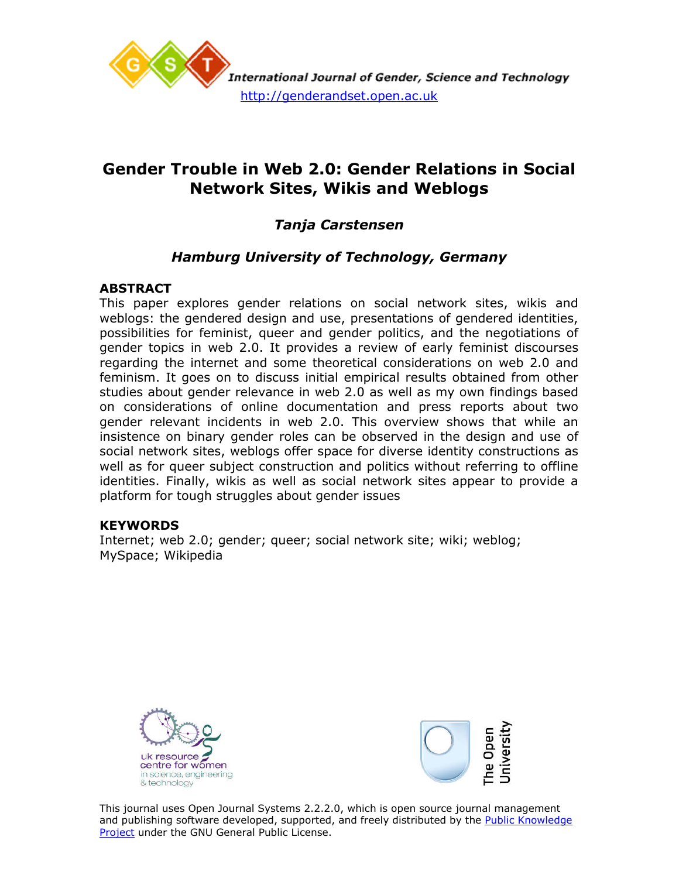International Journal of Gender, Science and Technology

http://genderandset.open.ac.uk

# Gender Trouble in Web 2.0: Gender Relations in Social Network Sites, Wikis and Weblogs

*Tanja Carstensen*

*Hamburg University of Technology, Germany*

## ABSTRACT

This paper explores gender relations on social network sites, wikis and weblogs: the gendered design and use, presentations of gendered identities, possibilities for feminist, queer and gender politics, and the negotiations of gender topics in web 2.0. It provides a review of early feminist discourses regarding the internet and some theoretical considerations on web 2.0 and feminism. It goes on to discuss initial empirical results obtained from other studies about gender relevance in web 2.0 as well as my own findings based on considerations of online documentation and press reports about two gender relevant incidents in web 2.0. This overview shows that while an insistence on binary gender roles can be observed in the design and use of social network sites, weblogs offer space for diverse identity constructions as well as for queer subject construction and politics without referring to offline identities. Finally, wikis as well as social network sites appear to provide a platform for tough struggles about gender issues

## KEYWORDS

Internet; web 2.0; gender; queer; social network site; wiki; weblog; MySpace; Wikipedia

uk resource centre for women in science, engineering & technology

The Open University

This journal uses Open Journal Systems 2.2.2.0, which is open source journal management and publishing software developed, supported, and freely distributed by the Public Knowledge Project under the GNU General Public License.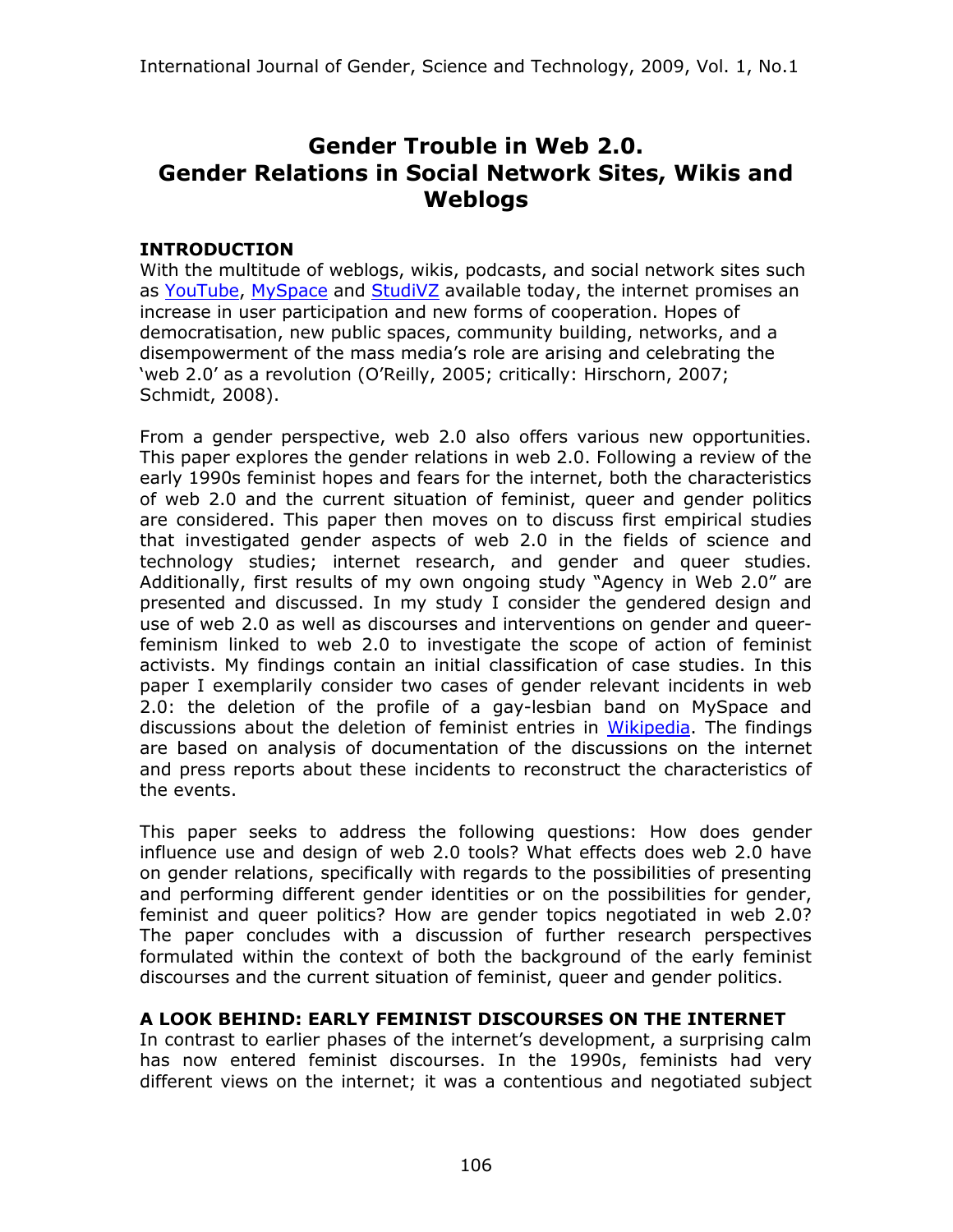# Gender Trouble in Web 2.0. Gender Relations in Social Network Sites, Wikis and Weblogs

## INTRODUCTION

With the multitude of weblogs, wikis, podcasts, and social network sites such as YouTube, MySpace and StudiVZ available today, the internet promises an increase in user participation and new forms of cooperation. Hopes of democratisation, new public spaces, community building, networks, and a disempowerment of the mass media's role are arising and celebrating the 'web 2.0' as a revolution (O'Reilly, 2005; critically: Hirschorn, 2007; Schmidt, 2008).

From a gender perspective, web 2.0 also offers various new opportunities. This paper explores the gender relations in web 2.0. Following a review of the early 1990s feminist hopes and fears for the internet, both the characteristics of web 2.0 and the current situation of feminist, queer and gender politics are considered. This paper then moves on to discuss first empirical studies that investigated gender aspects of web 2.0 in the fields of science and technology studies; internet research, and gender and queer studies. Additionally, first results of my own ongoing study "Agency in Web 2.0" are presented and discussed. In my study I consider the gendered design and use of web 2.0 as well as discourses and interventions on gender and queer-feminism linked to web 2.0 to investigate the scope of action of feminist activists. My findings contain an initial classification of case studies. In this paper I exemplarily consider two cases of gender relevant incidents in web 2.0: the deletion of the profile of a gay-lesbian band on MySpace and discussions about the deletion of feminist entries in Wikipedia. The findings are based on analysis of documentation of the discussions on the internet and press reports about these incidents to reconstruct the characteristics of the events.

This paper seeks to address the following questions: How does gender influence use and design of web 2.0 tools? What effects does web 2.0 have on gender relations, specifically with regards to the possibilities of presenting and performing different gender identities or on the possibilities for gender, feminist and queer politics? How are gender topics negotiated in web 2.0? The paper concludes with a discussion of further research perspectives formulated within the context of both the background of the early feminist discourses and the current situation of feminist, queer and gender politics.

## A LOOK BEHIND: EARLY FEMINIST DISCOURSES ON THE INTERNET

In contrast to earlier phases of the internet's development, a surprising calm has now entered feminist discourses. In the 1990s, feminists had very different views on the internet; it was a contentious and negotiated subject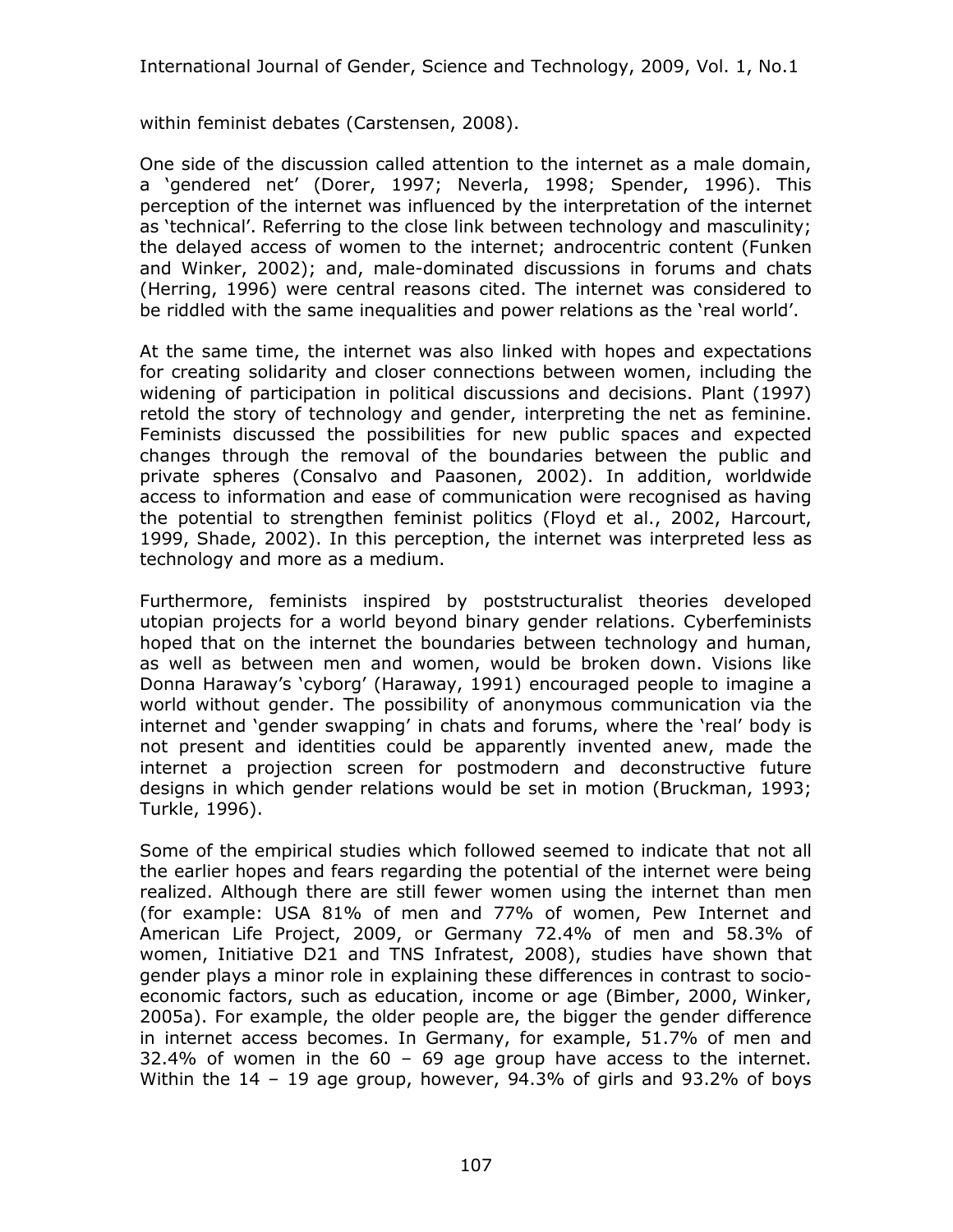within feminist debates (Carstensen, 2008).

One side of the discussion called attention to the internet as a male domain, a 'gendered net' (Dorer, 1997; Neverla, 1998; Spender, 1996). This perception of the internet was influenced by the interpretation of the internet as 'technical'. Referring to the close link between technology and masculinity; the delayed access of women to the internet; androcentric content (Funken and Winker, 2002); and, male-dominated discussions in forums and chats (Herring, 1996) were central reasons cited. The internet was considered to be riddled with the same inequalities and power relations as the 'real world'.

At the same time, the internet was also linked with hopes and expectations for creating solidarity and closer connections between women, including the widening of participation in political discussions and decisions. Plant (1997) retold the story of technology and gender, interpreting the net as feminine. Feminists discussed the possibilities for new public spaces and expected changes through the removal of the boundaries between the public and private spheres (Consalvo and Paasonen, 2002). In addition, worldwide access to information and ease of communication were recognised as having the potential to strengthen feminist politics (Floyd et al., 2002, Harcourt, 1999, Shade, 2002). In this perception, the internet was interpreted less as technology and more as a medium.

Furthermore, feminists inspired by poststructuralist theories developed utopian projects for a world beyond binary gender relations. Cyberfeminists hoped that on the internet the boundaries between technology and human, as well as between men and women, would be broken down. Visions like Donna Haraway's 'cyborg' (Haraway, 1991) encouraged people to imagine a world without gender. The possibility of anonymous communication via the internet and 'gender swapping' in chats and forums, where the 'real' body is not present and identities could be apparently invented anew, made the internet a projection screen for postmodern and deconstructive future designs in which gender relations would be set in motion (Bruckman, 1993; Turkle, 1996).

Some of the empirical studies which followed seemed to indicate that not all the earlier hopes and fears regarding the potential of the internet were being realized. Although there are still fewer women using the internet than men (for example: USA 81% of men and 77% of women, Pew Internet and American Life Project, 2009, or Germany 72.4% of men and 58.3% of women, Initiative D21 and TNS Infratest, 2008), studies have shown that gender plays a minor role in explaining these differences in contrast to socio-economic factors, such as education, income or age (Bimber, 2000, Winker, 2005a). For example, the older people are, the bigger the gender difference in internet access becomes. In Germany, for example, 51.7% of men and 32.4% of women in the 60 – 69 age group have access to the internet. Within the 14 – 19 age group, however, 94.3% of girls and 93.2% of boys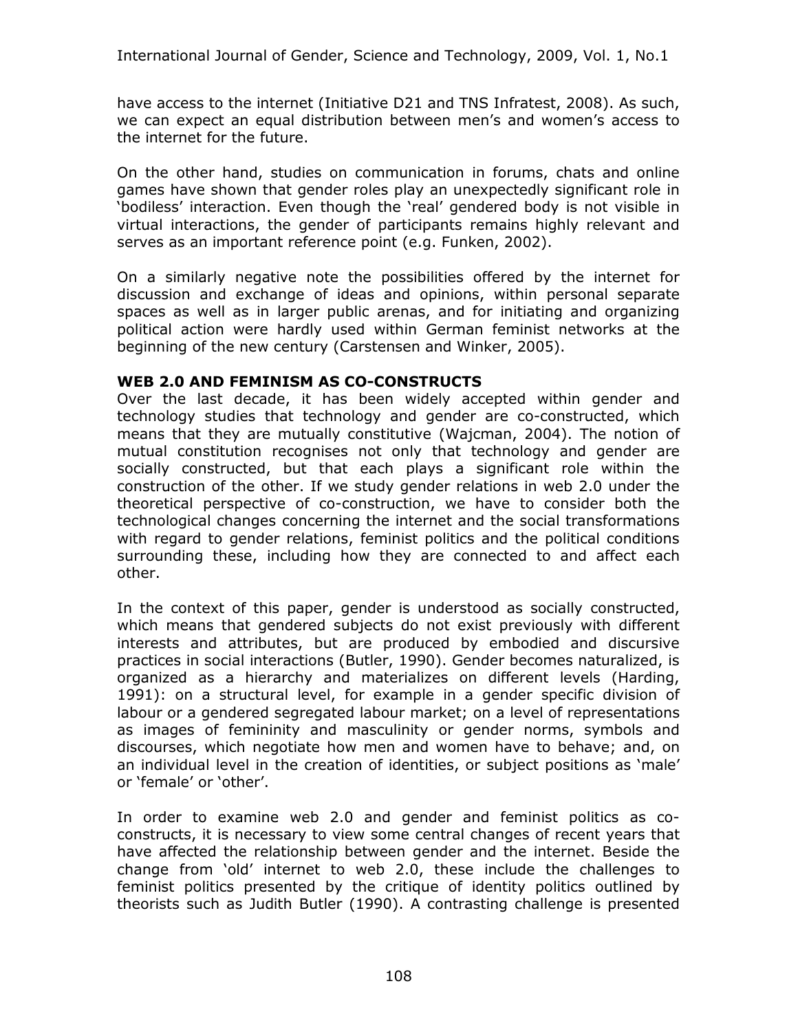have access to the internet (Initiative D21 and TNS Infratest, 2008). As such, we can expect an equal distribution between men's and women's access to the internet for the future.

On the other hand, studies on communication in forums, chats and online games have shown that gender roles play an unexpectedly significant role in 'bodiless' interaction. Even though the 'real' gendered body is not visible in virtual interactions, the gender of participants remains highly relevant and serves as an important reference point (e.g. Funken, 2002).

On a similarly negative note the possibilities offered by the internet for discussion and exchange of ideas and opinions, within personal separate spaces as well as in larger public arenas, and for initiating and organizing political action were hardly used within German feminist networks at the beginning of the new century (Carstensen and Winker, 2005).

## WEB 2.0 AND FEMINISM AS CO-CONSTRUCTS

Over the last decade, it has been widely accepted within gender and technology studies that technology and gender are co-constructed, which means that they are mutually constitutive (Wajcman, 2004). The notion of mutual constitution recognises not only that technology and gender are socially constructed, but that each plays a significant role within the construction of the other. If we study gender relations in web 2.0 under the theoretical perspective of co-construction, we have to consider both the technological changes concerning the internet and the social transformations with regard to gender relations, feminist politics and the political conditions surrounding these, including how they are connected to and affect each other.

In the context of this paper, gender is understood as socially constructed, which means that gendered subjects do not exist previously with different interests and attributes, but are produced by embodied and discursive practices in social interactions (Butler, 1990). Gender becomes naturalized, is organized as a hierarchy and materializes on different levels (Harding, 1991): on a structural level, for example in a gender specific division of labour or a gendered segregated labour market; on a level of representations as images of femininity and masculinity or gender norms, symbols and discourses, which negotiate how men and women have to behave; and, on an individual level in the creation of identities, or subject positions as 'male' or 'female' or 'other'.

In order to examine web 2.0 and gender and feminist politics as co-constructs, it is necessary to view some central changes of recent years that have affected the relationship between gender and the internet. Beside the change from 'old' internet to web 2.0, these include the challenges to feminist politics presented by the critique of identity politics outlined by theorists such as Judith Butler (1990). A contrasting challenge is presented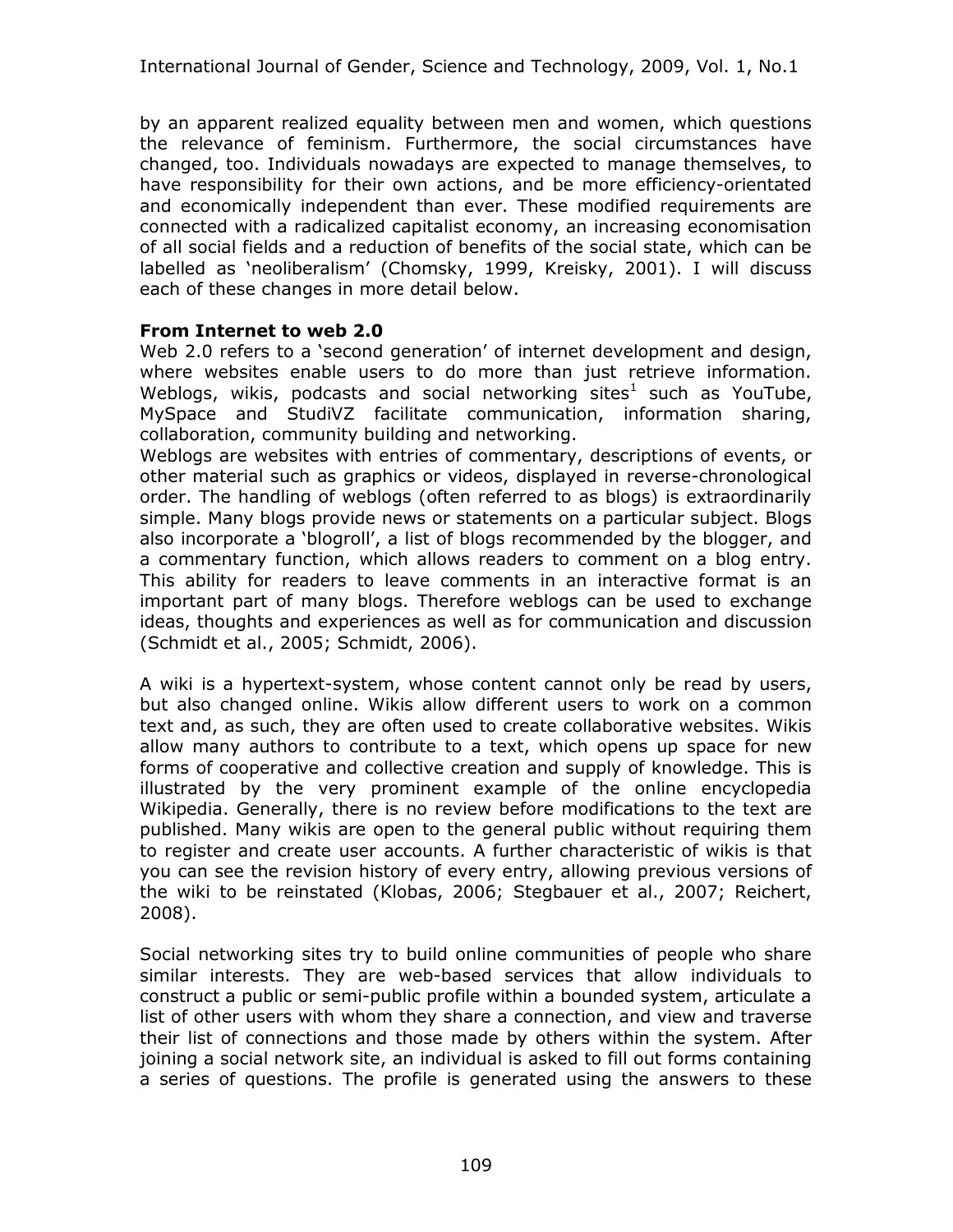by an apparent realized equality between men and women, which questions the relevance of feminism. Furthermore, the social circumstances have changed, too. Individuals nowadays are expected to manage themselves, to have responsibility for their own actions, and be more efficiency-orientated and economically independent than ever. These modified requirements are connected with a radicalized capitalist economy, an increasing economisation of all social fields and a reduction of benefits of the social state, which can be labelled as 'neoliberalism' (Chomsky, 1999, Kreisky, 2001). I will discuss each of these changes in more detail below.

**From Internet to web 2.0**

Web 2.0 refers to a 'second generation' of internet development and design, where websites enable users to do more than just retrieve information. Weblogs, wikis, podcasts and social networking sites[1] such as YouTube, MySpace and StudiVZ facilitate communication, information sharing, collaboration, community building and networking.

Weblogs are websites with entries of commentary, descriptions of events, or other material such as graphics or videos, displayed in reverse-chronological order. The handling of weblogs (often referred to as blogs) is extraordinarily simple. Many blogs provide news or statements on a particular subject. Blogs also incorporate a 'blogroll', a list of blogs recommended by the blogger, and a commentary function, which allows readers to comment on a blog entry. This ability for readers to leave comments in an interactive format is an important part of many blogs. Therefore weblogs can be used to exchange ideas, thoughts and experiences as well as for communication and discussion (Schmidt et al., 2005; Schmidt, 2006).

A wiki is a hypertext-system, whose content cannot only be read by users, but also changed online. Wikis allow different users to work on a common text and, as such, they are often used to create collaborative websites. Wikis allow many authors to contribute to a text, which opens up space for new forms of cooperative and collective creation and supply of knowledge. This is illustrated by the very prominent example of the online encyclopedia Wikipedia. Generally, there is no review before modifications to the text are published. Many wikis are open to the general public without requiring them to register and create user accounts. A further characteristic of wikis is that you can see the revision history of every entry, allowing previous versions of the wiki to be reinstated (Klobas, 2006; Stegbauer et al., 2007; Reichert, 2008).

Social networking sites try to build online communities of people who share similar interests. They are web-based services that allow individuals to construct a public or semi-public profile within a bounded system, articulate a list of other users with whom they share a connection, and view and traverse their list of connections and those made by others within the system. After joining a social network site, an individual is asked to fill out forms containing a series of questions. The profile is generated using the answers to these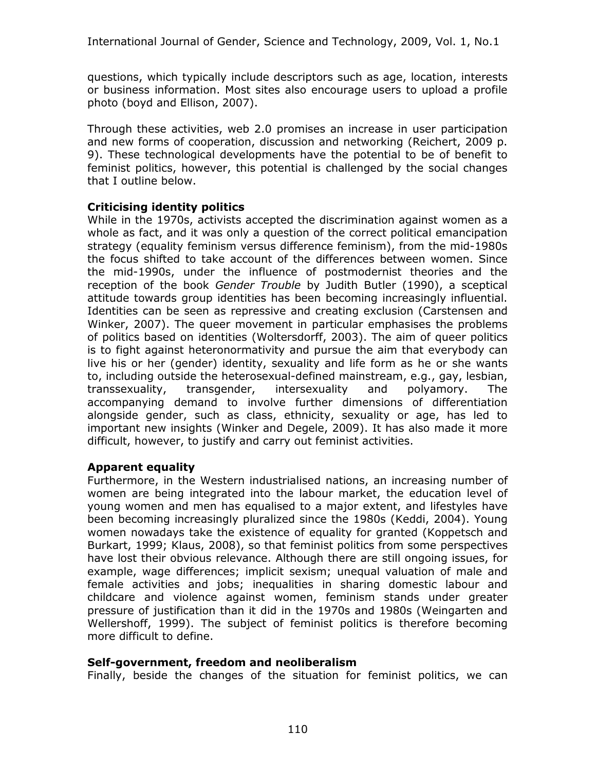questions, which typically include descriptors such as age, location, interests or business information. Most sites also encourage users to upload a profile photo (boyd and Ellison, 2007).

Through these activities, web 2.0 promises an increase in user participation and new forms of cooperation, discussion and networking (Reichert, 2009 p. 9). These technological developments have the potential to be of benefit to feminist politics, however, this potential is challenged by the social changes that I outline below.

**Criticising identity politics**

While in the 1970s, activists accepted the discrimination against women as a whole as fact, and it was only a question of the correct political emancipation strategy (equality feminism versus difference feminism), from the mid-1980s the focus shifted to take account of the differences between women. Since the mid-1990s, under the influence of postmodernist theories and the reception of the book *Gender Trouble* by Judith Butler (1990), a sceptical attitude towards group identities has been becoming increasingly influential. Identities can be seen as repressive and creating exclusion (Carstensen and Winker, 2007). The queer movement in particular emphasises the problems of politics based on identities (Woltersdorff, 2003). The aim of queer politics is to fight against heteronormativity and pursue the aim that everybody can live his or her (gender) identity, sexuality and life form as he or she wants to, including outside the heterosexual-defined mainstream, e.g., gay, lesbian, transsexuality, transgender, intersexuality and polyamory. The accompanying demand to involve further dimensions of differentiation alongside gender, such as class, ethnicity, sexuality or age, has led to important new insights (Winker and Degele, 2009). It has also made it more difficult, however, to justify and carry out feminist activities.

**Apparent equality**

Furthermore, in the Western industrialised nations, an increasing number of women are being integrated into the labour market, the education level of young women and men has equalised to a major extent, and lifestyles have been becoming increasingly pluralized since the 1980s (Keddi, 2004). Young women nowadays take the existence of equality for granted (Koppetsch and Burkart, 1999; Klaus, 2008), so that feminist politics from some perspectives have lost their obvious relevance. Although there are still ongoing issues, for example, wage differences; implicit sexism; unequal valuation of male and female activities and jobs; inequalities in sharing domestic labour and childcare and violence against women, feminism stands under greater pressure of justification than it did in the 1970s and 1980s (Weingarten and Wellershoff, 1999). The subject of feminist politics is therefore becoming more difficult to define.

**Self-government, freedom and neoliberalism**

Finally, beside the changes of the situation for feminist politics, we can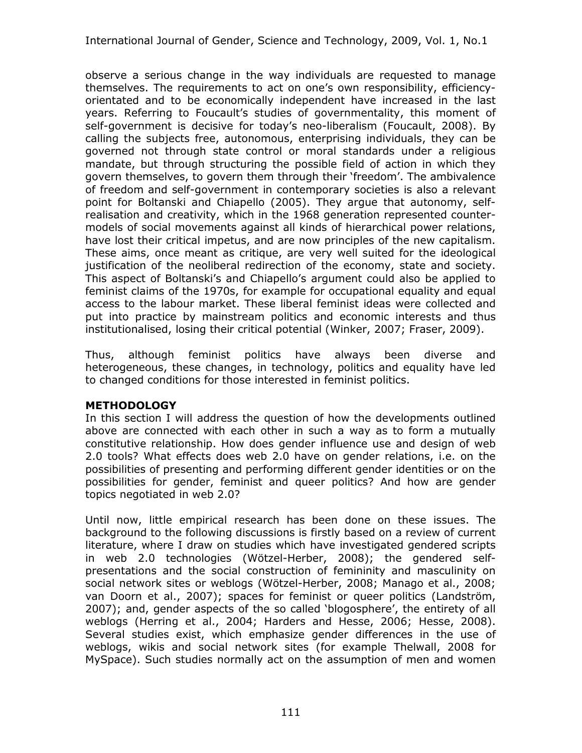observe a serious change in the way individuals are requested to manage themselves. The requirements to act on one's own responsibility, efficiency-orientated and to be economically independent have increased in the last years. Referring to Foucault's studies of governmentality, this moment of self-government is decisive for today's neo-liberalism (Foucault, 2008). By calling the subjects free, autonomous, enterprising individuals, they can be governed not through state control or moral standards under a religious mandate, but through structuring the possible field of action in which they govern themselves, to govern them through their 'freedom'. The ambivalence of freedom and self-government in contemporary societies is also a relevant point for Boltanski and Chiapello (2005). They argue that autonomy, self-realisation and creativity, which in the 1968 generation represented counter-models of social movements against all kinds of hierarchical power relations, have lost their critical impetus, and are now principles of the new capitalism. These aims, once meant as critique, are very well suited for the ideological justification of the neoliberal redirection of the economy, state and society. This aspect of Boltanski's and Chiapello's argument could also be applied to feminist claims of the 1970s, for example for occupational equality and equal access to the labour market. These liberal feminist ideas were collected and put into practice by mainstream politics and economic interests and thus institutionalised, losing their critical potential (Winker, 2007; Fraser, 2009).

Thus, although feminist politics have always been diverse and heterogeneous, these changes, in technology, politics and equality have led to changed conditions for those interested in feminist politics.

## METHODOLOGY

In this section I will address the question of how the developments outlined above are connected with each other in such a way as to form a mutually constitutive relationship. How does gender influence use and design of web 2.0 tools? What effects does web 2.0 have on gender relations, i.e. on the possibilities of presenting and performing different gender identities or on the possibilities for gender, feminist and queer politics? And how are gender topics negotiated in web 2.0?

Until now, little empirical research has been done on these issues. The background to the following discussions is firstly based on a review of current literature, where I draw on studies which have investigated gendered scripts in web 2.0 technologies (Wötzel-Herber, 2008); the gendered self-presentations and the social construction of femininity and masculinity on social network sites or weblogs (Wötzel-Herber, 2008; Manago et al., 2008; van Doorn et al., 2007); spaces for feminist or queer politics (Landström, 2007); and, gender aspects of the so called 'blogosphere', the entirety of all weblogs (Herring et al., 2004; Harders and Hesse, 2006; Hesse, 2008). Several studies exist, which emphasize gender differences in the use of weblogs, wikis and social network sites (for example Thelwall, 2008 for MySpace). Such studies normally act on the assumption of men and women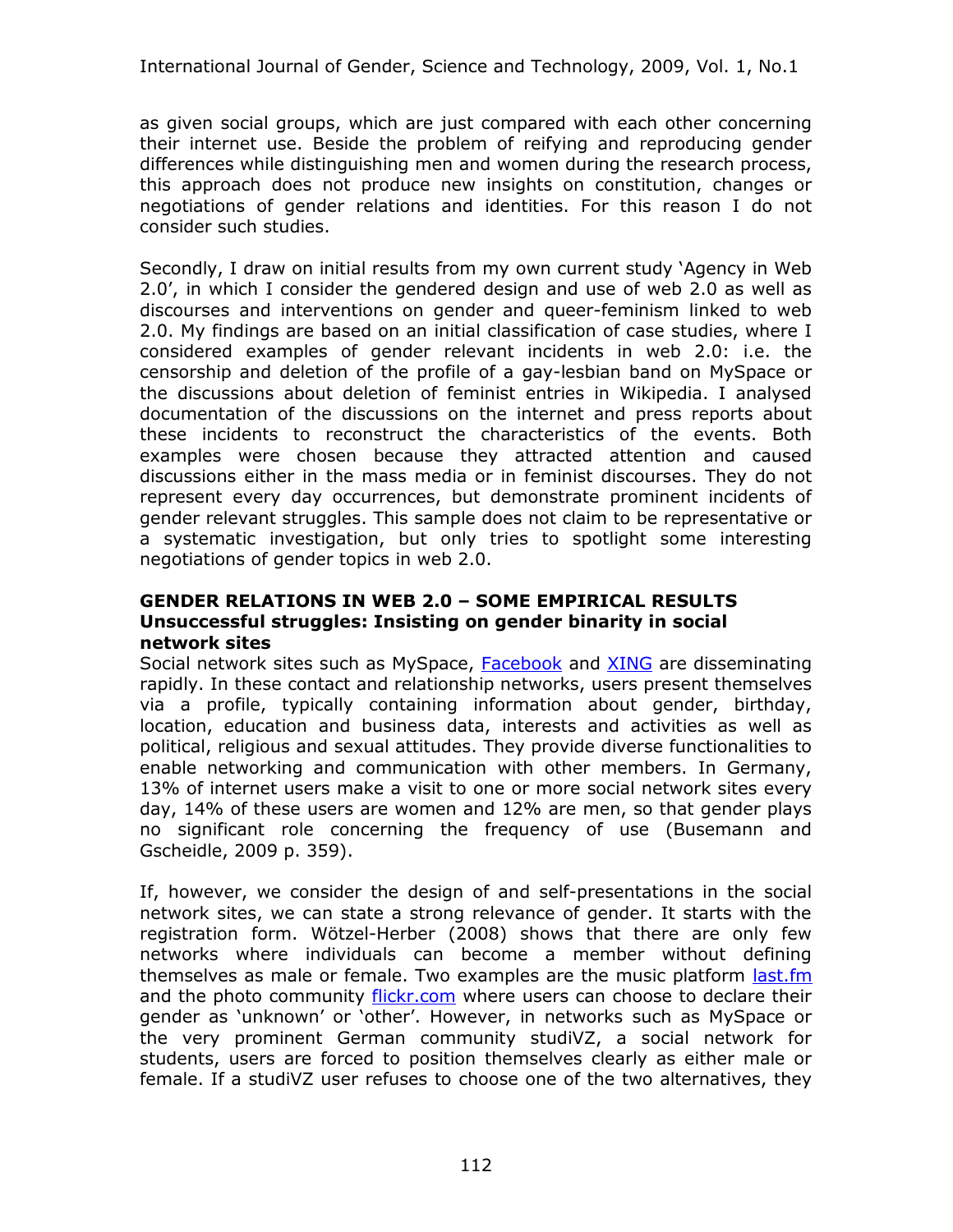as given social groups, which are just compared with each other concerning their internet use. Beside the problem of reifying and reproducing gender differences while distinguishing men and women during the research process, this approach does not produce new insights on constitution, changes or negotiations of gender relations and identities. For this reason I do not consider such studies.

Secondly, I draw on initial results from my own current study 'Agency in Web 2.0', in which I consider the gendered design and use of web 2.0 as well as discourses and interventions on gender and queer-feminism linked to web 2.0. My findings are based on an initial classification of case studies, where I considered examples of gender relevant incidents in web 2.0: i.e. the censorship and deletion of the profile of a gay-lesbian band on MySpace or the discussions about deletion of feminist entries in Wikipedia. I analysed documentation of the discussions on the internet and press reports about these incidents to reconstruct the characteristics of the events. Both examples were chosen because they attracted attention and caused discussions either in the mass media or in feminist discourses. They do not represent every day occurrences, but demonstrate prominent incidents of gender relevant struggles. This sample does not claim to be representative or a systematic investigation, but only tries to spotlight some interesting negotiations of gender topics in web 2.0.

## GENDER RELATIONS IN WEB 2.0 – SOME EMPIRICAL RESULTS

### Unsuccessful struggles: Insisting on gender binarity in social network sites

Social network sites such as MySpace, Facebook and XING are disseminating rapidly. In these contact and relationship networks, users present themselves via a profile, typically containing information about gender, birthday, location, education and business data, interests and activities as well as political, religious and sexual attitudes. They provide diverse functionalities to enable networking and communication with other members. In Germany, 13% of internet users make a visit to one or more social network sites every day, 14% of these users are women and 12% are men, so that gender plays no significant role concerning the frequency of use (Busemann and Gscheidle, 2009 p. 359).

If, however, we consider the design of and self-presentations in the social network sites, we can state a strong relevance of gender. It starts with the registration form. Wötzel-Herber (2008) shows that there are only few networks where individuals can become a member without defining themselves as male or female. Two examples are the music platform last.fm and the photo community flickr.com where users can choose to declare their gender as 'unknown' or 'other'. However, in networks such as MySpace or the very prominent German community studiVZ, a social network for students, users are forced to position themselves clearly as either male or female. If a studiVZ user refuses to choose one of the two alternatives, they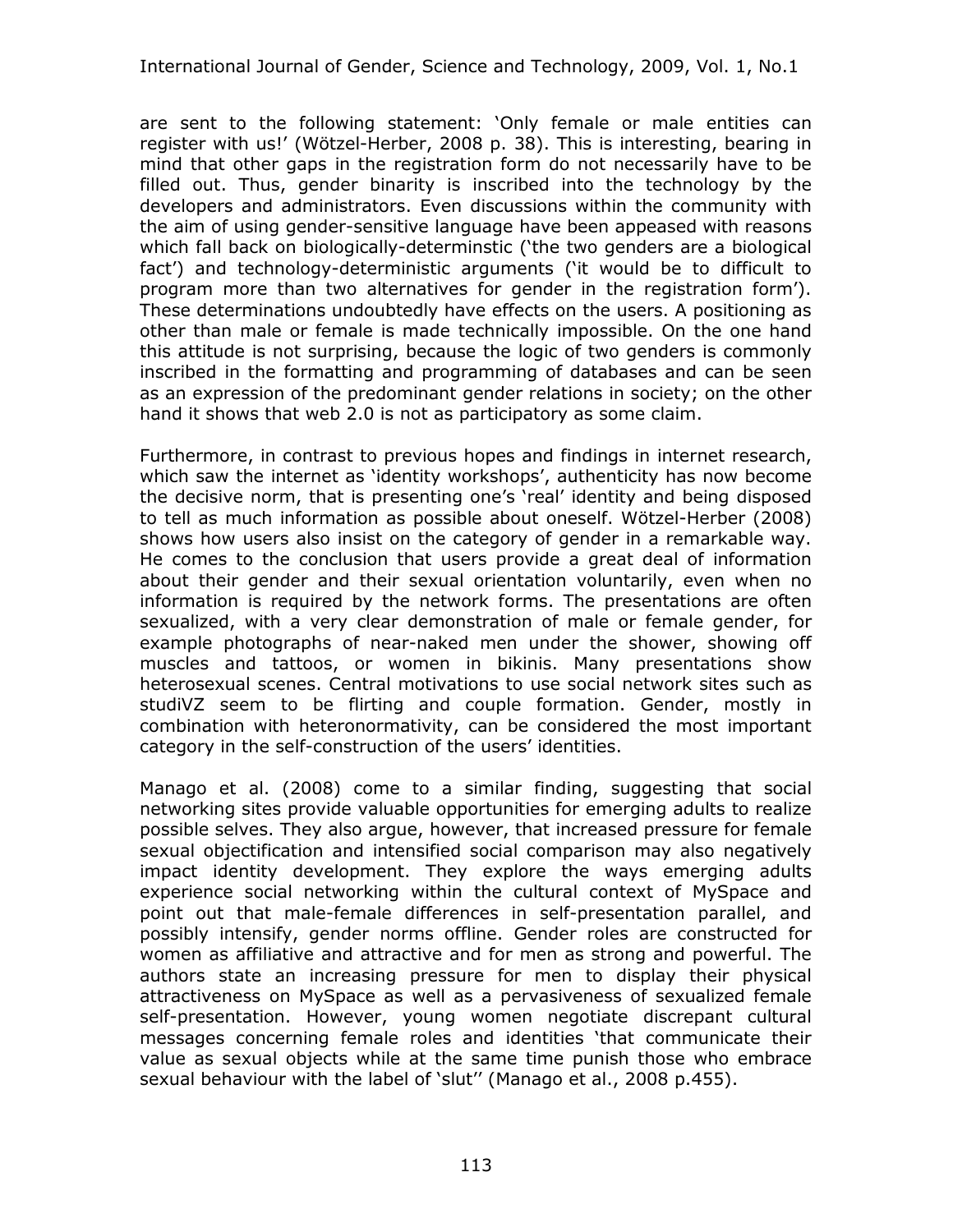are sent to the following statement: 'Only female or male entities can register with us!' (Wötzel-Herber, 2008 p. 38). This is interesting, bearing in mind that other gaps in the registration form do not necessarily have to be filled out. Thus, gender binarity is inscribed into the technology by the developers and administrators. Even discussions within the community with the aim of using gender-sensitive language have been appeased with reasons which fall back on biologically-determinstic ('the two genders are a biological fact') and technology-deterministic arguments ('it would be to difficult to program more than two alternatives for gender in the registration form'). These determinations undoubtedly have effects on the users. A positioning as other than male or female is made technically impossible. On the one hand this attitude is not surprising, because the logic of two genders is commonly inscribed in the formatting and programming of databases and can be seen as an expression of the predominant gender relations in society; on the other hand it shows that web 2.0 is not as participatory as some claim.

Furthermore, in contrast to previous hopes and findings in internet research, which saw the internet as 'identity workshops', authenticity has now become the decisive norm, that is presenting one's 'real' identity and being disposed to tell as much information as possible about oneself. Wötzel-Herber (2008) shows how users also insist on the category of gender in a remarkable way. He comes to the conclusion that users provide a great deal of information about their gender and their sexual orientation voluntarily, even when no information is required by the network forms. The presentations are often sexualized, with a very clear demonstration of male or female gender, for example photographs of near-naked men under the shower, showing off muscles and tattoos, or women in bikinis. Many presentations show heterosexual scenes. Central motivations to use social network sites such as studiVZ seem to be flirting and couple formation. Gender, mostly in combination with heteronormativity, can be considered the most important category in the self-construction of the users' identities.

Manago et al. (2008) come to a similar finding, suggesting that social networking sites provide valuable opportunities for emerging adults to realize possible selves. They also argue, however, that increased pressure for female sexual objectification and intensified social comparison may also negatively impact identity development. They explore the ways emerging adults experience social networking within the cultural context of MySpace and point out that male-female differences in self-presentation parallel, and possibly intensify, gender norms offline. Gender roles are constructed for women as affiliative and attractive and for men as strong and powerful. The authors state an increasing pressure for men to display their physical attractiveness on MySpace as well as a pervasiveness of sexualized female self-presentation. However, young women negotiate discrepant cultural messages concerning female roles and identities 'that communicate their value as sexual objects while at the same time punish those who embrace sexual behaviour with the label of 'slut'' (Manago et al., 2008 p.455).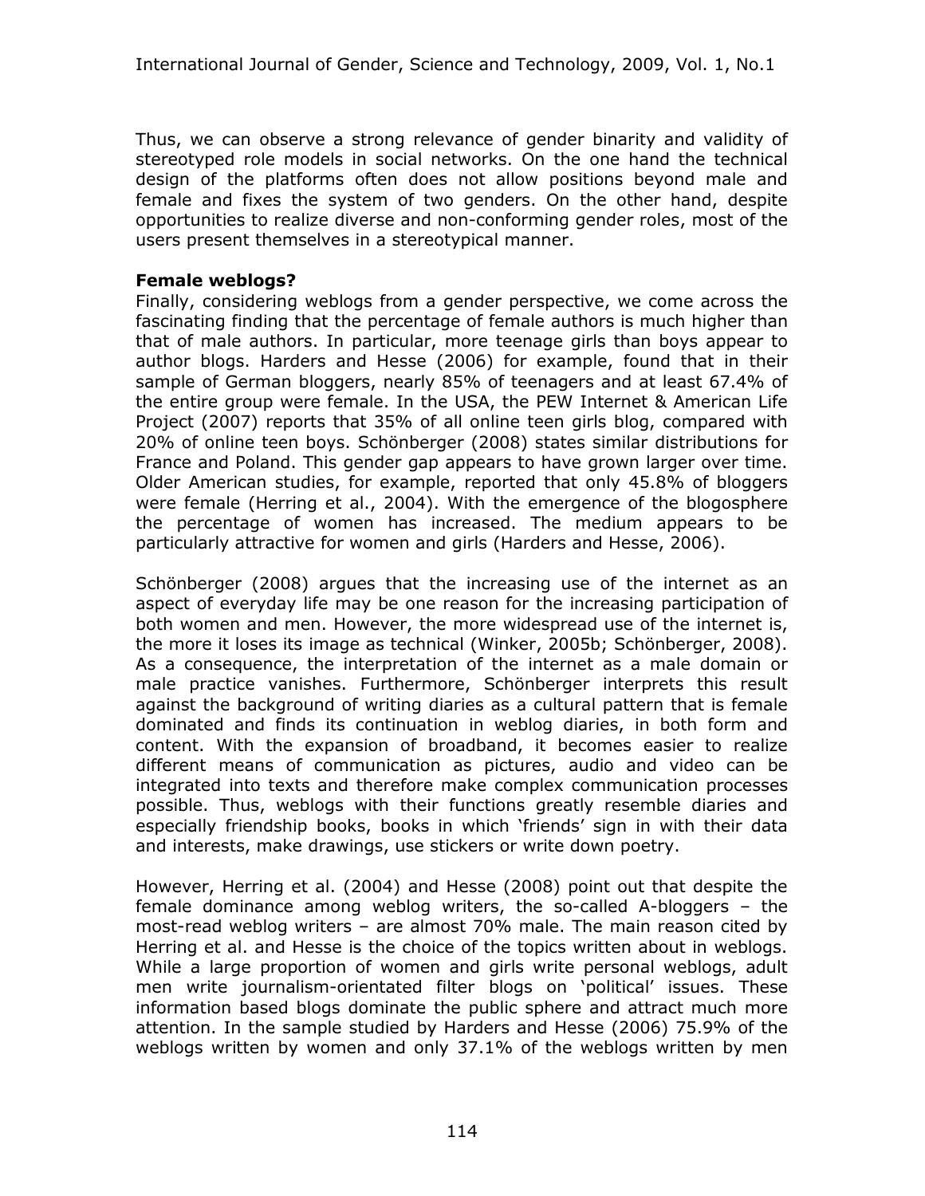Thus, we can observe a strong relevance of gender binarity and validity of stereotyped role models in social networks. On the one hand the technical design of the platforms often does not allow positions beyond male and female and fixes the system of two genders. On the other hand, despite opportunities to realize diverse and non-conforming gender roles, most of the users present themselves in a stereotypical manner.

**Female weblogs?**

Finally, considering weblogs from a gender perspective, we come across the fascinating finding that the percentage of female authors is much higher than that of male authors. In particular, more teenage girls than boys appear to author blogs. Harders and Hesse (2006) for example, found that in their sample of German bloggers, nearly 85% of teenagers and at least 67.4% of the entire group were female. In the USA, the PEW Internet & American Life Project (2007) reports that 35% of all online teen girls blog, compared with 20% of online teen boys. Schönberger (2008) states similar distributions for France and Poland. This gender gap appears to have grown larger over time. Older American studies, for example, reported that only 45.8% of bloggers were female (Herring et al., 2004). With the emergence of the blogosphere the percentage of women has increased. The medium appears to be particularly attractive for women and girls (Harders and Hesse, 2006).

Schönberger (2008) argues that the increasing use of the internet as an aspect of everyday life may be one reason for the increasing participation of both women and men. However, the more widespread use of the internet is, the more it loses its image as technical (Winker, 2005b; Schönberger, 2008). As a consequence, the interpretation of the internet as a male domain or male practice vanishes. Furthermore, Schönberger interprets this result against the background of writing diaries as a cultural pattern that is female dominated and finds its continuation in weblog diaries, in both form and content. With the expansion of broadband, it becomes easier to realize different means of communication as pictures, audio and video can be integrated into texts and therefore make complex communication processes possible. Thus, weblogs with their functions greatly resemble diaries and especially friendship books, books in which 'friends' sign in with their data and interests, make drawings, use stickers or write down poetry.

However, Herring et al. (2004) and Hesse (2008) point out that despite the female dominance among weblog writers, the so-called A-bloggers – the most-read weblog writers – are almost 70% male. The main reason cited by Herring et al. and Hesse is the choice of the topics written about in weblogs. While a large proportion of women and girls write personal weblogs, adult men write journalism-orientated filter blogs on 'political' issues. These information based blogs dominate the public sphere and attract much more attention. In the sample studied by Harders and Hesse (2006) 75.9% of the weblogs written by women and only 37.1% of the weblogs written by men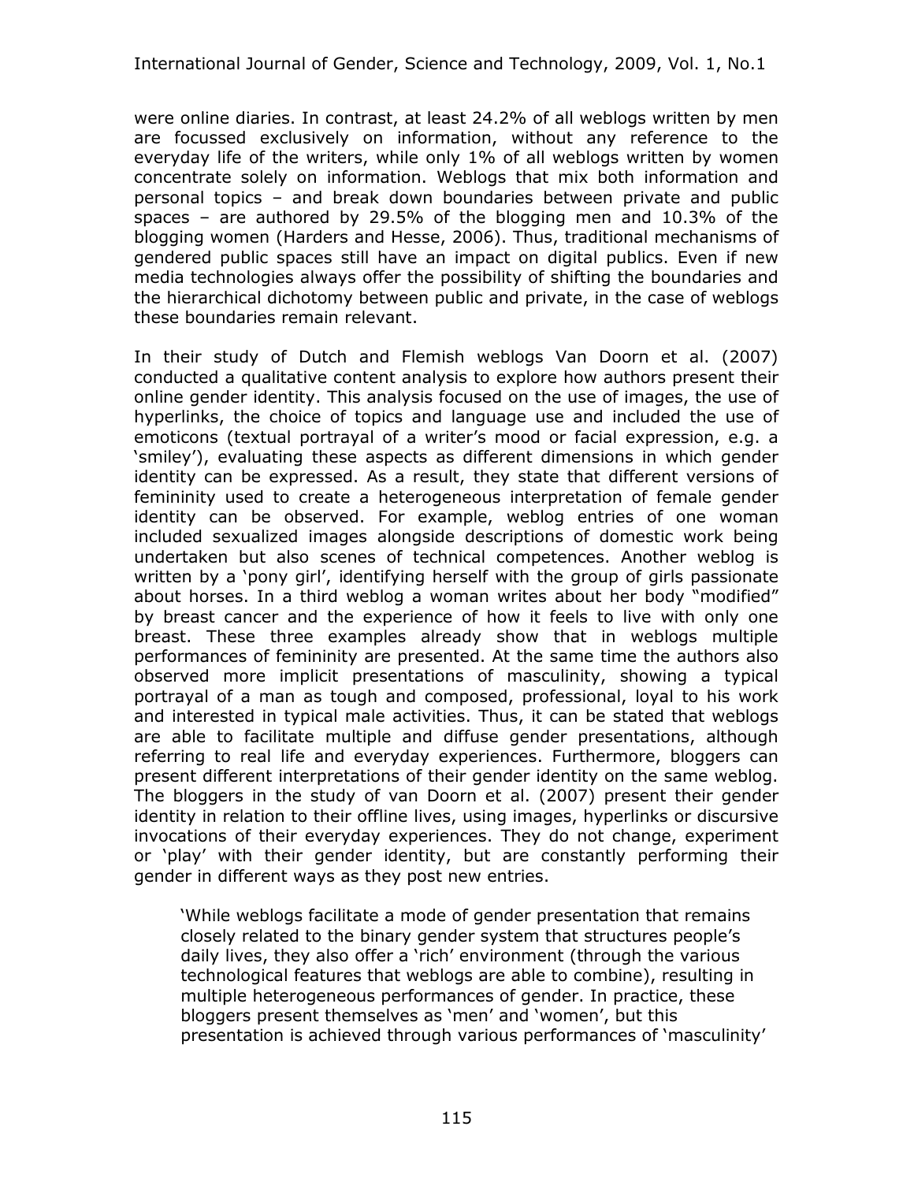were online diaries. In contrast, at least 24.2% of all weblogs written by men are focussed exclusively on information, without any reference to the everyday life of the writers, while only 1% of all weblogs written by women concentrate solely on information. Weblogs that mix both information and personal topics – and break down boundaries between private and public spaces – are authored by 29.5% of the blogging men and 10.3% of the blogging women (Harders and Hesse, 2006). Thus, traditional mechanisms of gendered public spaces still have an impact on digital publics. Even if new media technologies always offer the possibility of shifting the boundaries and the hierarchical dichotomy between public and private, in the case of weblogs these boundaries remain relevant.

In their study of Dutch and Flemish weblogs Van Doorn et al. (2007) conducted a qualitative content analysis to explore how authors present their online gender identity. This analysis focused on the use of images, the use of hyperlinks, the choice of topics and language use and included the use of emoticons (textual portrayal of a writer's mood or facial expression, e.g. a 'smiley'), evaluating these aspects as different dimensions in which gender identity can be expressed. As a result, they state that different versions of femininity used to create a heterogeneous interpretation of female gender identity can be observed. For example, weblog entries of one woman included sexualized images alongside descriptions of domestic work being undertaken but also scenes of technical competences. Another weblog is written by a 'pony girl', identifying herself with the group of girls passionate about horses. In a third weblog a woman writes about her body "modified" by breast cancer and the experience of how it feels to live with only one breast. These three examples already show that in weblogs multiple performances of femininity are presented. At the same time the authors also observed more implicit presentations of masculinity, showing a typical portrayal of a man as tough and composed, professional, loyal to his work and interested in typical male activities. Thus, it can be stated that weblogs are able to facilitate multiple and diffuse gender presentations, although referring to real life and everyday experiences. Furthermore, bloggers can present different interpretations of their gender identity on the same weblog. The bloggers in the study of van Doorn et al. (2007) present their gender identity in relation to their offline lives, using images, hyperlinks or discursive invocations of their everyday experiences. They do not change, experiment or 'play' with their gender identity, but are constantly performing their gender in different ways as they post new entries.

> 'While weblogs facilitate a mode of gender presentation that remains closely related to the binary gender system that structures people's daily lives, they also offer a 'rich' environment (through the various technological features that weblogs are able to combine), resulting in multiple heterogeneous performances of gender. In practice, these bloggers present themselves as 'men' and 'women', but this presentation is achieved through various performances of 'masculinity'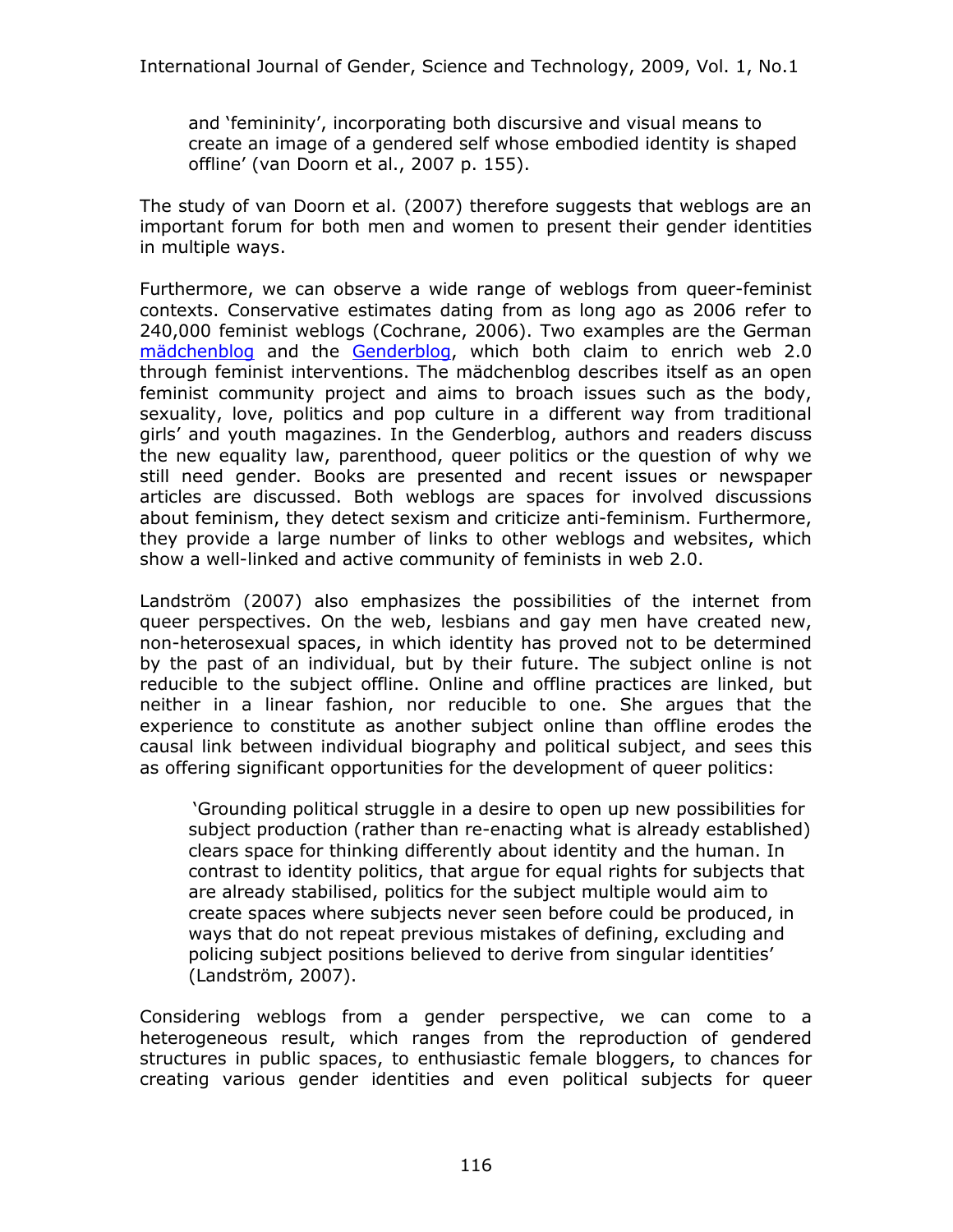and 'femininity', incorporating both discursive and visual means to create an image of a gendered self whose embodied identity is shaped offline' (van Doorn et al., 2007 p. 155).

The study of van Doorn et al. (2007) therefore suggests that weblogs are an important forum for both men and women to present their gender identities in multiple ways.

Furthermore, we can observe a wide range of weblogs from queer-feminist contexts. Conservative estimates dating from as long ago as 2006 refer to 240,000 feminist weblogs (Cochrane, 2006). Two examples are the German mädchenblog and the Genderblog, which both claim to enrich web 2.0 through feminist interventions. The mädchenblog describes itself as an open feminist community project and aims to broach issues such as the body, sexuality, love, politics and pop culture in a different way from traditional girls' and youth magazines. In the Genderblog, authors and readers discuss the new equality law, parenthood, queer politics or the question of why we still need gender. Books are presented and recent issues or newspaper articles are discussed. Both weblogs are spaces for involved discussions about feminism, they detect sexism and criticize anti-feminism. Furthermore, they provide a large number of links to other weblogs and websites, which show a well-linked and active community of feminists in web 2.0.

Landström (2007) also emphasizes the possibilities of the internet from queer perspectives. On the web, lesbians and gay men have created new, non-heterosexual spaces, in which identity has proved not to be determined by the past of an individual, but by their future. The subject online is not reducible to the subject offline. Online and offline practices are linked, but neither in a linear fashion, nor reducible to one. She argues that the experience to constitute as another subject online than offline erodes the causal link between individual biography and political subject, and sees this as offering significant opportunities for the development of queer politics:

> 'Grounding political struggle in a desire to open up new possibilities for subject production (rather than re-enacting what is already established) clears space for thinking differently about identity and the human. In contrast to identity politics, that argue for equal rights for subjects that are already stabilised, politics for the subject multiple would aim to create spaces where subjects never seen before could be produced, in ways that do not repeat previous mistakes of defining, excluding and policing subject positions believed to derive from singular identities' (Landström, 2007).

Considering weblogs from a gender perspective, we can come to a heterogeneous result, which ranges from the reproduction of gendered structures in public spaces, to enthusiastic female bloggers, to chances for creating various gender identities and even political subjects for queer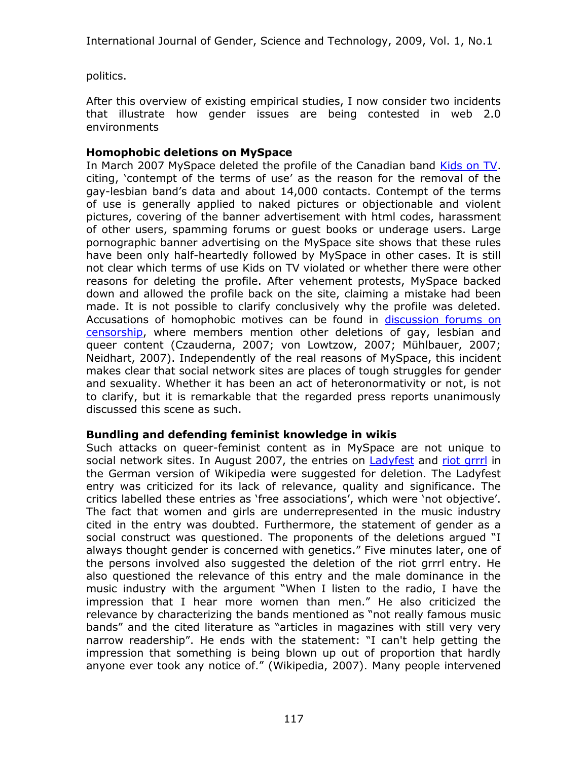politics.

After this overview of existing empirical studies, I now consider two incidents that illustrate how gender issues are being contested in web 2.0 environments

**Homophobic deletions on MySpace**

In March 2007 MySpace deleted the profile of the Canadian band Kids on TV. citing, 'contempt of the terms of use' as the reason for the removal of the gay-lesbian band's data and about 14,000 contacts. Contempt of the terms of use is generally applied to naked pictures or objectionable and violent pictures, covering of the banner advertisement with html codes, harassment of other users, spamming forums or guest books or underage users. Large pornographic banner advertising on the MySpace site shows that these rules have been only half-heartedly followed by MySpace in other cases. It is still not clear which terms of use Kids on TV violated or whether there were other reasons for deleting the profile. After vehement protests, MySpace backed down and allowed the profile back on the site, claiming a mistake had been made. It is not possible to clarify conclusively why the profile was deleted. Accusations of homophobic motives can be found in discussion forums on censorship, where members mention other deletions of gay, lesbian and queer content (Czauderna, 2007; von Lowtzow, 2007; Mühlbauer, 2007; Neidhart, 2007). Independently of the real reasons of MySpace, this incident makes clear that social network sites are places of tough struggles for gender and sexuality. Whether it has been an act of heteronormativity or not, is not to clarify, but it is remarkable that the regarded press reports unanimously discussed this scene as such.

**Bundling and defending feminist knowledge in wikis**

Such attacks on queer-feminist content as in MySpace are not unique to social network sites. In August 2007, the entries on Ladyfest and riot grrrl in the German version of Wikipedia were suggested for deletion. The Ladyfest entry was criticized for its lack of relevance, quality and significance. The critics labelled these entries as 'free associations', which were 'not objective'. The fact that women and girls are underrepresented in the music industry cited in the entry was doubted. Furthermore, the statement of gender as a social construct was questioned. The proponents of the deletions argued "I always thought gender is concerned with genetics." Five minutes later, one of the persons involved also suggested the deletion of the riot grrrl entry. He also questioned the relevance of this entry and the male dominance in the music industry with the argument "When I listen to the radio, I have the impression that I hear more women than men." He also criticized the relevance by characterizing the bands mentioned as "not really famous music bands" and the cited literature as "articles in magazines with still very narrow readership". He ends with the statement: "I can't help getting the impression that something is being blown up out of proportion that hardly anyone ever took any notice of." (Wikipedia, 2007). Many people intervened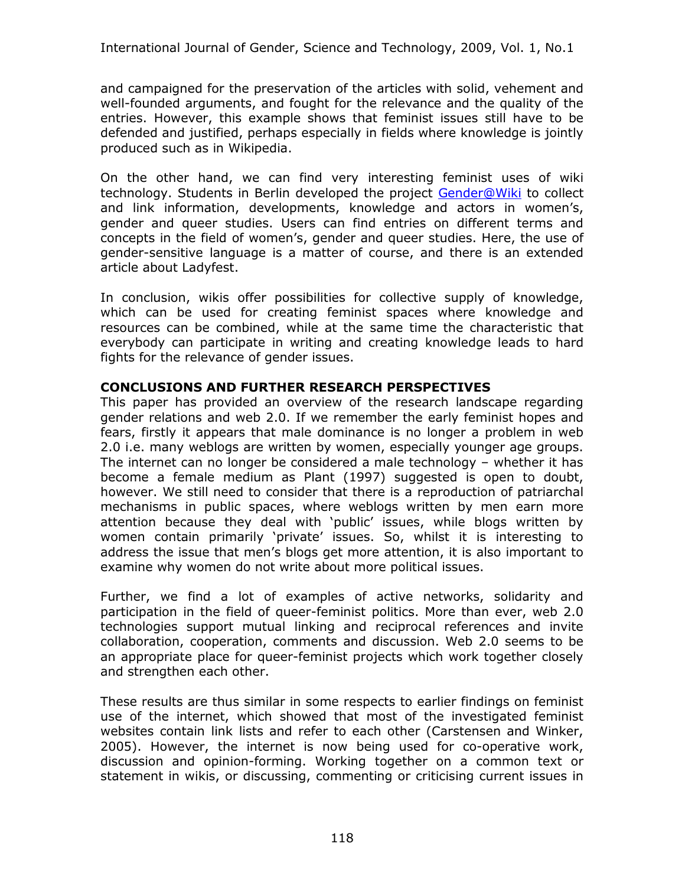and campaigned for the preservation of the articles with solid, vehement and well-founded arguments, and fought for the relevance and the quality of the entries. However, this example shows that feminist issues still have to be defended and justified, perhaps especially in fields where knowledge is jointly produced such as in Wikipedia.

On the other hand, we can find very interesting feminist uses of wiki technology. Students in Berlin developed the project Gender@Wiki to collect and link information, developments, knowledge and actors in women's, gender and queer studies. Users can find entries on different terms and concepts in the field of women's, gender and queer studies. Here, the use of gender-sensitive language is a matter of course, and there is an extended article about Ladyfest.

In conclusion, wikis offer possibilities for collective supply of knowledge, which can be used for creating feminist spaces where knowledge and resources can be combined, while at the same time the characteristic that everybody can participate in writing and creating knowledge leads to hard fights for the relevance of gender issues.

## CONCLUSIONS AND FURTHER RESEARCH PERSPECTIVES

This paper has provided an overview of the research landscape regarding gender relations and web 2.0. If we remember the early feminist hopes and fears, firstly it appears that male dominance is no longer a problem in web 2.0 i.e. many weblogs are written by women, especially younger age groups. The internet can no longer be considered a male technology – whether it has become a female medium as Plant (1997) suggested is open to doubt, however. We still need to consider that there is a reproduction of patriarchal mechanisms in public spaces, where weblogs written by men earn more attention because they deal with 'public' issues, while blogs written by women contain primarily 'private' issues. So, whilst it is interesting to address the issue that men's blogs get more attention, it is also important to examine why women do not write about more political issues.

Further, we find a lot of examples of active networks, solidarity and participation in the field of queer-feminist politics. More than ever, web 2.0 technologies support mutual linking and reciprocal references and invite collaboration, cooperation, comments and discussion. Web 2.0 seems to be an appropriate place for queer-feminist projects which work together closely and strengthen each other.

These results are thus similar in some respects to earlier findings on feminist use of the internet, which showed that most of the investigated feminist websites contain link lists and refer to each other (Carstensen and Winker, 2005). However, the internet is now being used for co-operative work, discussion and opinion-forming. Working together on a common text or statement in wikis, or discussing, commenting or criticising current issues in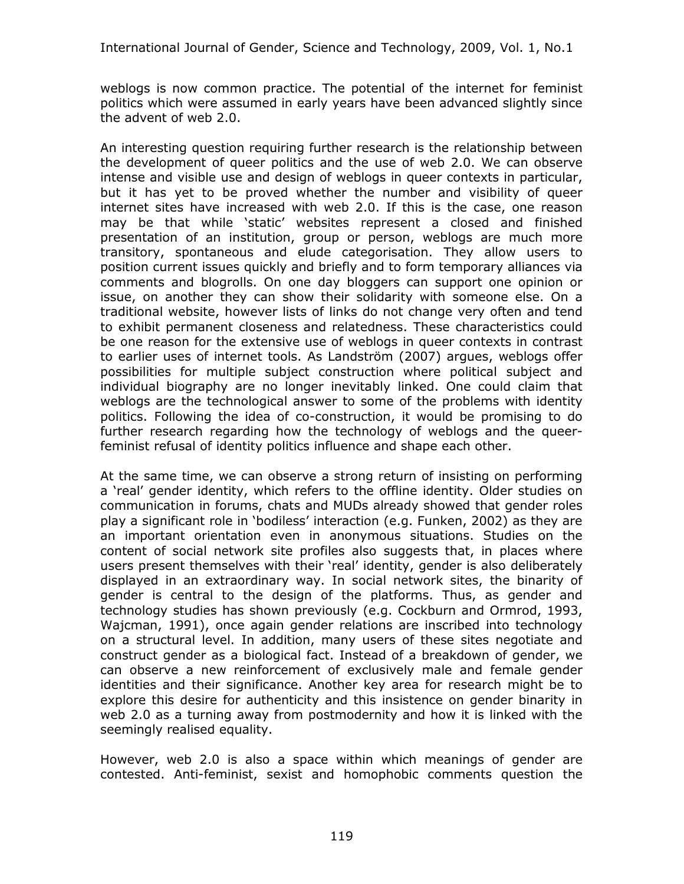weblogs is now common practice. The potential of the internet for feminist politics which were assumed in early years have been advanced slightly since the advent of web 2.0.

An interesting question requiring further research is the relationship between the development of queer politics and the use of web 2.0. We can observe intense and visible use and design of weblogs in queer contexts in particular, but it has yet to be proved whether the number and visibility of queer internet sites have increased with web 2.0. If this is the case, one reason may be that while 'static' websites represent a closed and finished presentation of an institution, group or person, weblogs are much more transitory, spontaneous and elude categorisation. They allow users to position current issues quickly and briefly and to form temporary alliances via comments and blogrolls. On one day bloggers can support one opinion or issue, on another they can show their solidarity with someone else. On a traditional website, however lists of links do not change very often and tend to exhibit permanent closeness and relatedness. These characteristics could be one reason for the extensive use of weblogs in queer contexts in contrast to earlier uses of internet tools. As Landström (2007) argues, weblogs offer possibilities for multiple subject construction where political subject and individual biography are no longer inevitably linked. One could claim that weblogs are the technological answer to some of the problems with identity politics. Following the idea of co-construction, it would be promising to do further research regarding how the technology of weblogs and the queer-feminist refusal of identity politics influence and shape each other.

At the same time, we can observe a strong return of insisting on performing a 'real' gender identity, which refers to the offline identity. Older studies on communication in forums, chats and MUDs already showed that gender roles play a significant role in 'bodiless' interaction (e.g. Funken, 2002) as they are an important orientation even in anonymous situations. Studies on the content of social network site profiles also suggests that, in places where users present themselves with their 'real' identity, gender is also deliberately displayed in an extraordinary way. In social network sites, the binarity of gender is central to the design of the platforms. Thus, as gender and technology studies has shown previously (e.g. Cockburn and Ormrod, 1993, Wajcman, 1991), once again gender relations are inscribed into technology on a structural level. In addition, many users of these sites negotiate and construct gender as a biological fact. Instead of a breakdown of gender, we can observe a new reinforcement of exclusively male and female gender identities and their significance. Another key area for research might be to explore this desire for authenticity and this insistence on gender binarity in web 2.0 as a turning away from postmodernity and how it is linked with the seemingly realised equality.

However, web 2.0 is also a space within which meanings of gender are contested. Anti-feminist, sexist and homophobic comments question the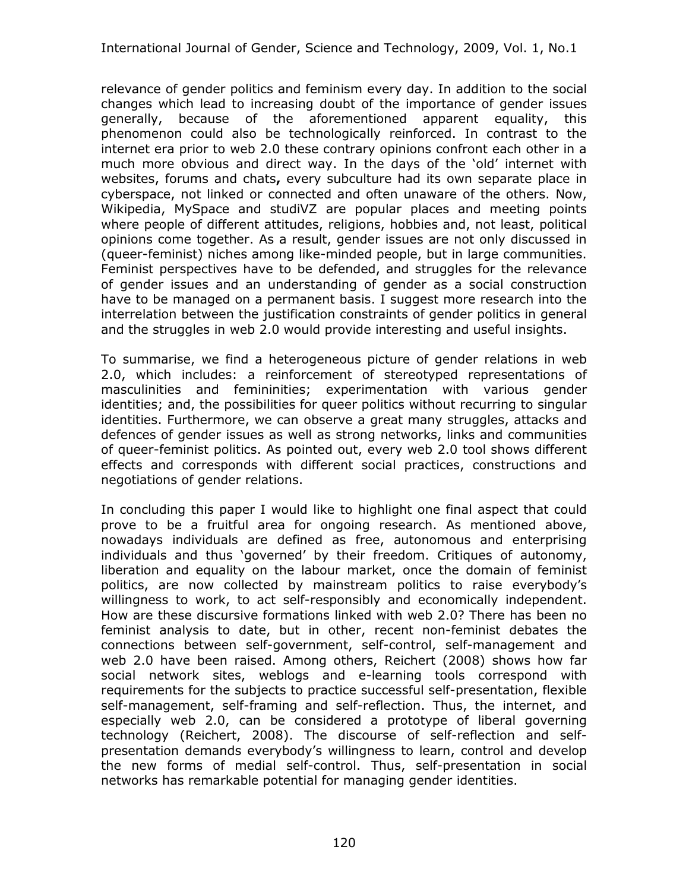relevance of gender politics and feminism every day. In addition to the social changes which lead to increasing doubt of the importance of gender issues generally, because of the aforementioned apparent equality, this phenomenon could also be technologically reinforced. In contrast to the internet era prior to web 2.0 these contrary opinions confront each other in a much more obvious and direct way. In the days of the 'old' internet with websites, forums and chats**,** every subculture had its own separate place in cyberspace, not linked or connected and often unaware of the others. Now, Wikipedia, MySpace and studiVZ are popular places and meeting points where people of different attitudes, religions, hobbies and, not least, political opinions come together. As a result, gender issues are not only discussed in (queer-feminist) niches among like-minded people, but in large communities. Feminist perspectives have to be defended, and struggles for the relevance of gender issues and an understanding of gender as a social construction have to be managed on a permanent basis. I suggest more research into the interrelation between the justification constraints of gender politics in general and the struggles in web 2.0 would provide interesting and useful insights.

To summarise, we find a heterogeneous picture of gender relations in web 2.0, which includes: a reinforcement of stereotyped representations of masculinities and femininities; experimentation with various gender identities; and, the possibilities for queer politics without recurring to singular identities. Furthermore, we can observe a great many struggles, attacks and defences of gender issues as well as strong networks, links and communities of queer-feminist politics. As pointed out, every web 2.0 tool shows different effects and corresponds with different social practices, constructions and negotiations of gender relations.

In concluding this paper I would like to highlight one final aspect that could prove to be a fruitful area for ongoing research. As mentioned above, nowadays individuals are defined as free, autonomous and enterprising individuals and thus 'governed' by their freedom. Critiques of autonomy, liberation and equality on the labour market, once the domain of feminist politics, are now collected by mainstream politics to raise everybody's willingness to work, to act self-responsibly and economically independent. How are these discursive formations linked with web 2.0? There has been no feminist analysis to date, but in other, recent non-feminist debates the connections between self-government, self-control, self-management and web 2.0 have been raised. Among others, Reichert (2008) shows how far social network sites, weblogs and e-learning tools correspond with requirements for the subjects to practice successful self-presentation, flexible self-management, self-framing and self-reflection. Thus, the internet, and especially web 2.0, can be considered a prototype of liberal governing technology (Reichert, 2008). The discourse of self-reflection and self-presentation demands everybody's willingness to learn, control and develop the new forms of medial self-control. Thus, self-presentation in social networks has remarkable potential for managing gender identities.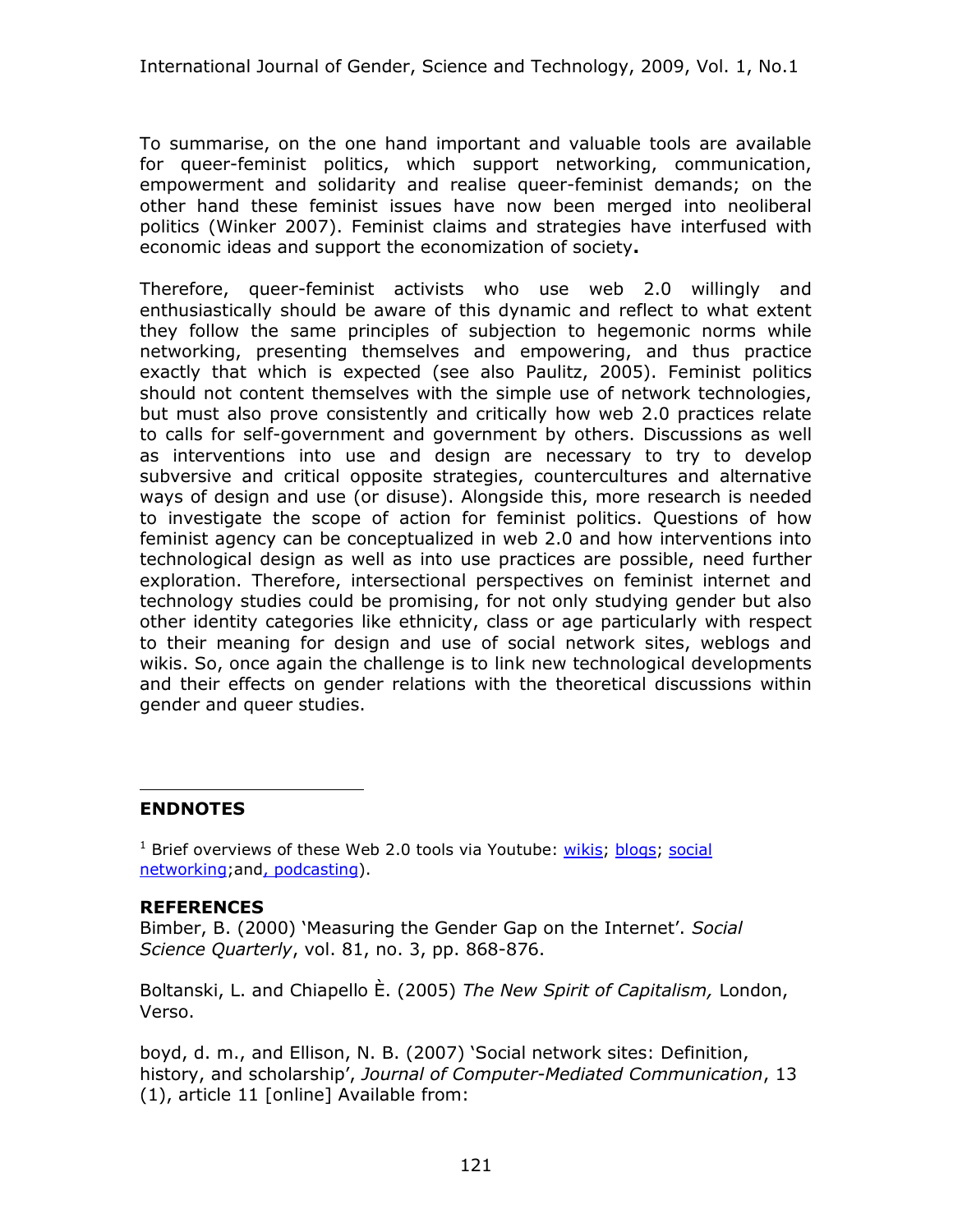To summarise, on the one hand important and valuable tools are available for queer-feminist politics, which support networking, communication, empowerment and solidarity and realise queer-feminist demands; on the other hand these feminist issues have now been merged into neoliberal politics (Winker 2007). Feminist claims and strategies have interfused with economic ideas and support the economization of society**.**

Therefore, queer-feminist activists who use web 2.0 willingly and enthusiastically should be aware of this dynamic and reflect to what extent they follow the same principles of subjection to hegemonic norms while networking, presenting themselves and empowering, and thus practice exactly that which is expected (see also Paulitz, 2005). Feminist politics should not content themselves with the simple use of network technologies, but must also prove consistently and critically how web 2.0 practices relate to calls for self-government and government by others. Discussions as well as interventions into use and design are necessary to try to develop subversive and critical opposite strategies, countercultures and alternative ways of design and use (or disuse). Alongside this, more research is needed to investigate the scope of action for feminist politics. Questions of how feminist agency can be conceptualized in web 2.0 and how interventions into technological design as well as into use practices are possible, need further exploration. Therefore, intersectional perspectives on feminist internet and technology studies could be promising, for not only studying gender but also other identity categories like ethnicity, class or age particularly with respect to their meaning for design and use of social network sites, weblogs and wikis. So, once again the challenge is to link new technological developments and their effects on gender relations with the theoretical discussions within gender and queer studies.

## ENDNOTES

[1] Brief overviews of these Web 2.0 tools via Youtube: wikis; blogs; social networking;and, podcasting).

## REFERENCES

Bimber, B. (2000) 'Measuring the Gender Gap on the Internet'. *Social Science Quarterly*, vol. 81, no. 3, pp. 868-876.

Boltanski, L. and Chiapello È. (2005) *The New Spirit of Capitalism,* London, Verso.

boyd, d. m., and Ellison, N. B. (2007) 'Social network sites: Definition, history, and scholarship', *Journal of Computer-Mediated Communication*, 13 (1), article 11 [online] Available from: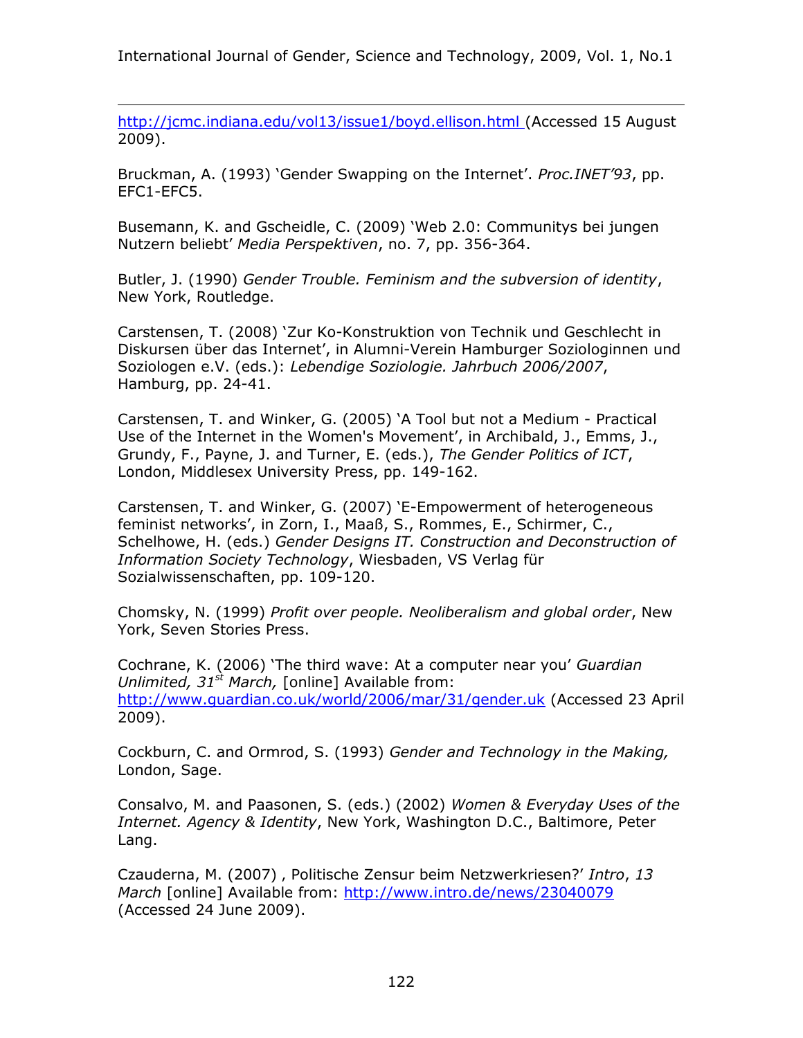http://jcmc.indiana.edu/vol13/issue1/boyd.ellison.html (Accessed 15 August 2009).

Bruckman, A. (1993) 'Gender Swapping on the Internet'. *Proc.INET'93*, pp. EFC1-EFC5.

Busemann, K. and Gscheidle, C. (2009) 'Web 2.0: Communitys bei jungen Nutzern beliebt' *Media Perspektiven*, no. 7, pp. 356-364.

Butler, J. (1990) *Gender Trouble. Feminism and the subversion of identity*, New York, Routledge.

Carstensen, T. (2008) 'Zur Ko-Konstruktion von Technik und Geschlecht in Diskursen über das Internet', in Alumni-Verein Hamburger Soziologinnen und Soziologen e.V. (eds.): *Lebendige Soziologie. Jahrbuch 2006/2007*, Hamburg, pp. 24-41.

Carstensen, T. and Winker, G. (2005) 'A Tool but not a Medium - Practical Use of the Internet in the Women's Movement', in Archibald, J., Emms, J., Grundy, F., Payne, J. and Turner, E. (eds.), *The Gender Politics of ICT*, London, Middlesex University Press, pp. 149-162.

Carstensen, T. and Winker, G. (2007) 'E-Empowerment of heterogeneous feminist networks', in Zorn, I., Maaß, S., Rommes, E., Schirmer, C., Schelhowe, H. (eds.) *Gender Designs IT. Construction and Deconstruction of Information Society Technology*, Wiesbaden, VS Verlag für Sozialwissenschaften, pp. 109-120.

Chomsky, N. (1999) *Profit over people. Neoliberalism and global order*, New York, Seven Stories Press.

Cochrane, K. (2006) 'The third wave: At a computer near you' *Guardian Unlimited, 31st March,* [online] Available from: http://www.guardian.co.uk/world/2006/mar/31/gender.uk (Accessed 23 April 2009).

Cockburn, C. and Ormrod, S. (1993) *Gender and Technology in the Making,* London, Sage.

Consalvo, M. and Paasonen, S. (eds.) (2002) *Women & Everyday Uses of the Internet. Agency & Identity*, New York, Washington D.C., Baltimore, Peter Lang.

Czauderna, M. (2007) , Politische Zensur beim Netzwerkriesen?' *Intro*, *13 March* [online] Available from: http://www.intro.de/news/23040079 (Accessed 24 June 2009).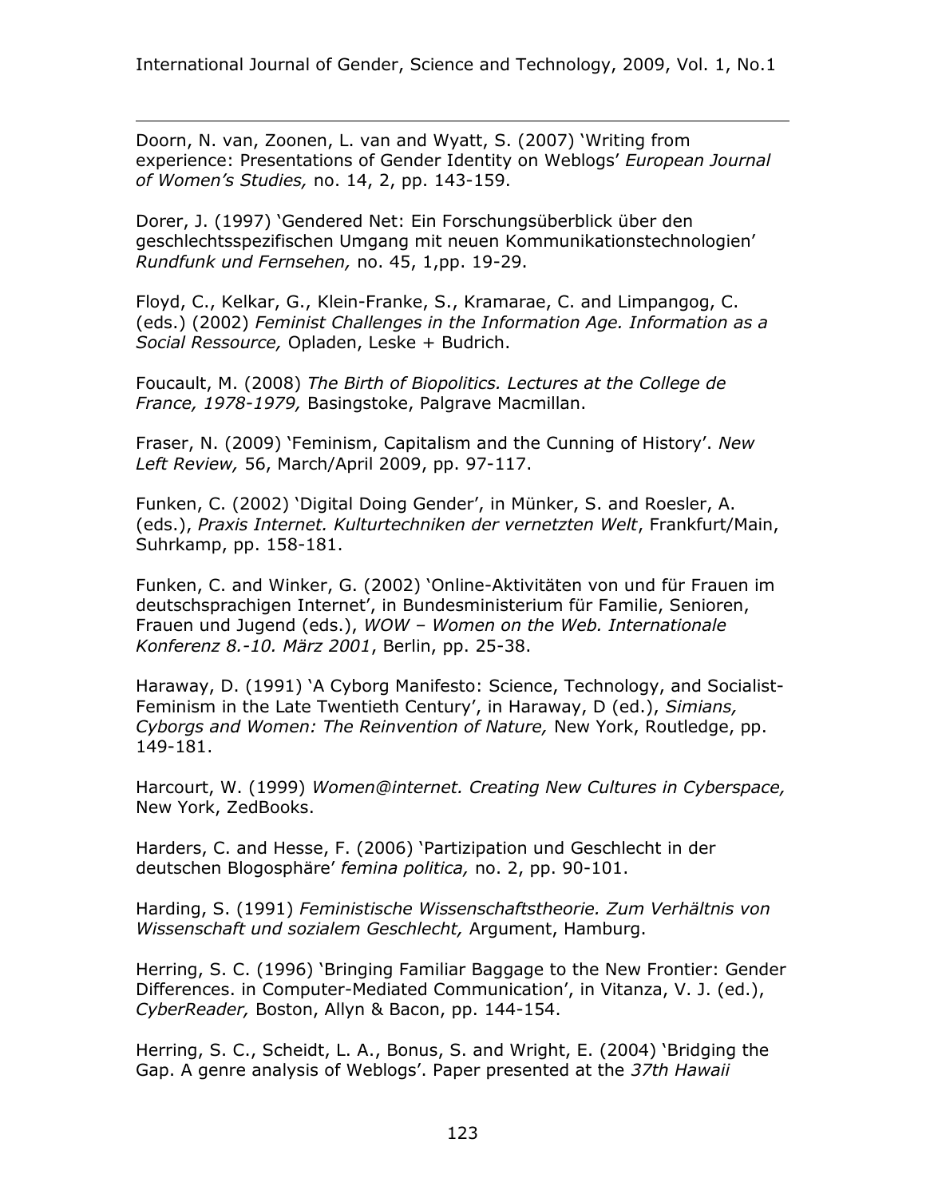Doorn, N. van, Zoonen, L. van and Wyatt, S. (2007) 'Writing from experience: Presentations of Gender Identity on Weblogs' *European Journal of Women's Studies,* no. 14, 2, pp. 143-159.

Dorer, J. (1997) 'Gendered Net: Ein Forschungsüberblick über den geschlechtsspezifischen Umgang mit neuen Kommunikationstechnologien' *Rundfunk und Fernsehen,* no. 45, 1,pp. 19-29.

Floyd, C., Kelkar, G., Klein-Franke, S., Kramarae, C. and Limpangog, C. (eds.) (2002) *Feminist Challenges in the Information Age. Information as a Social Ressource,* Opladen, Leske + Budrich.

Foucault, M. (2008) *The Birth of Biopolitics. Lectures at the College de France, 1978-1979,* Basingstoke, Palgrave Macmillan.

Fraser, N. (2009) 'Feminism, Capitalism and the Cunning of History'. *New Left Review,* 56, March/April 2009, pp. 97-117.

Funken, C. (2002) 'Digital Doing Gender', in Münker, S. and Roesler, A. (eds.), *Praxis Internet. Kulturtechniken der vernetzten Welt*, Frankfurt/Main, Suhrkamp, pp. 158-181.

Funken, C. and Winker, G. (2002) 'Online-Aktivitäten von und für Frauen im deutschsprachigen Internet', in Bundesministerium für Familie, Senioren, Frauen und Jugend (eds.), *WOW – Women on the Web. Internationale Konferenz 8.-10. März 2001*, Berlin, pp. 25-38.

Haraway, D. (1991) 'A Cyborg Manifesto: Science, Technology, and Socialist-Feminism in the Late Twentieth Century', in Haraway, D (ed.), *Simians, Cyborgs and Women: The Reinvention of Nature,* New York, Routledge, pp. 149-181.

Harcourt, W. (1999) *Women@internet. Creating New Cultures in Cyberspace,* New York, ZedBooks.

Harders, C. and Hesse, F. (2006) 'Partizipation und Geschlecht in der deutschen Blogosphäre' *femina politica,* no. 2, pp. 90-101.

Harding, S. (1991) *Feministische Wissenschaftstheorie. Zum Verhältnis von Wissenschaft und sozialem Geschlecht,* Argument, Hamburg.

Herring, S. C. (1996) 'Bringing Familiar Baggage to the New Frontier: Gender Differences. in Computer-Mediated Communication', in Vitanza, V. J. (ed.), *CyberReader,* Boston, Allyn & Bacon, pp. 144-154.

Herring, S. C., Scheidt, L. A., Bonus, S. and Wright, E. (2004) 'Bridging the Gap. A genre analysis of Weblogs'. Paper presented at the *37th Hawaii*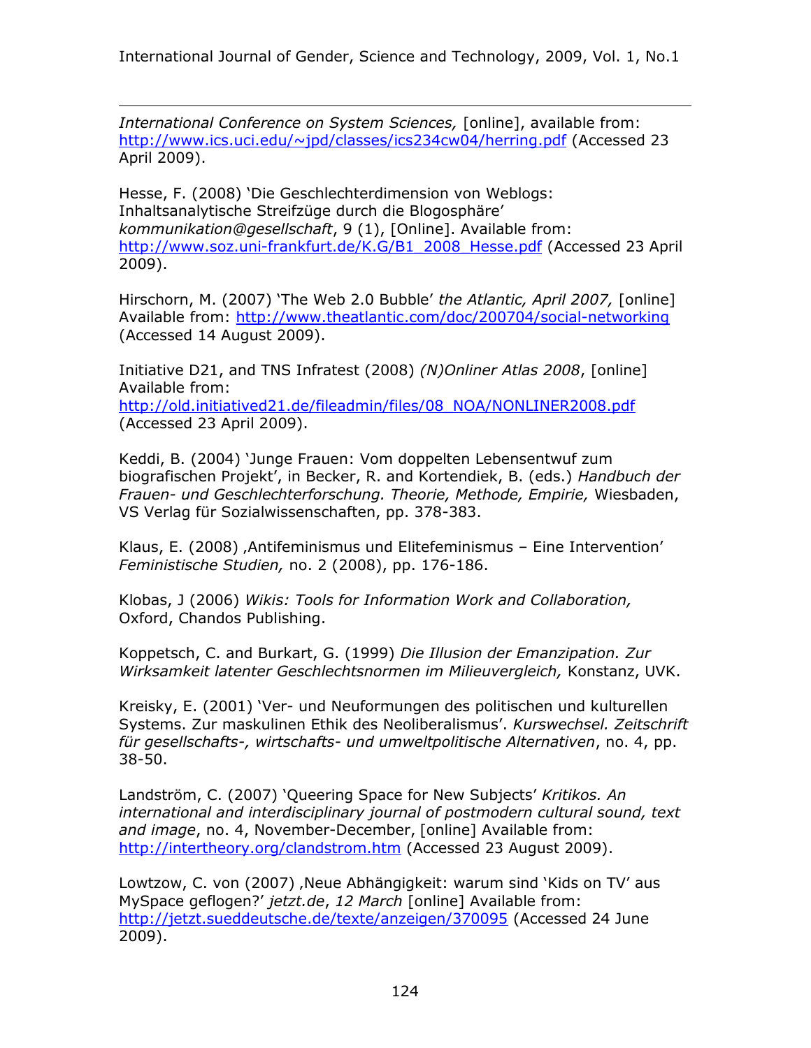*International Conference on System Sciences,* [online], available from: http://www.ics.uci.edu/~jpd/classes/ics234cw04/herring.pdf (Accessed 23 April 2009).

Hesse, F. (2008) 'Die Geschlechterdimension von Weblogs: Inhaltsanalytische Streifzüge durch die Blogosphäre' *kommunikation@gesellschaft*, 9 (1), [Online]. Available from: http://www.soz.uni-frankfurt.de/K.G/B1_2008_Hesse.pdf (Accessed 23 April 2009).

Hirschorn, M. (2007) 'The Web 2.0 Bubble' *the Atlantic, April 2007,* [online] Available from: http://www.theatlantic.com/doc/200704/social-networking (Accessed 14 August 2009).

Initiative D21, and TNS Infratest (2008) *(N)Onliner Atlas 2008*, [online] Available from: http://old.initiatived21.de/fileadmin/files/08_NOA/NONLINER2008.pdf (Accessed 23 April 2009).

Keddi, B. (2004) 'Junge Frauen: Vom doppelten Lebensentwuf zum biografischen Projekt', in Becker, R. and Kortendiek, B. (eds.) *Handbuch der Frauen- und Geschlechterforschung. Theorie, Methode, Empirie,* Wiesbaden, VS Verlag für Sozialwissenschaften, pp. 378-383.

Klaus, E. (2008) ‚Antifeminismus und Elitefeminismus – Eine Intervention' *Feministische Studien,* no. 2 (2008), pp. 176-186.

Klobas, J (2006) *Wikis: Tools for Information Work and Collaboration,* Oxford, Chandos Publishing.

Koppetsch, C. and Burkart, G. (1999) *Die Illusion der Emanzipation. Zur Wirksamkeit latenter Geschlechtsnormen im Milieuvergleich,* Konstanz, UVK.

Kreisky, E. (2001) 'Ver- und Neuformungen des politischen und kulturellen Systems. Zur maskulinen Ethik des Neoliberalismus'. *Kurswechsel. Zeitschrift für gesellschafts-, wirtschafts- und umweltpolitische Alternativen*, no. 4, pp. 38-50.

Landström, C. (2007) 'Queering Space for New Subjects' *Kritikos. An international and interdisciplinary journal of postmodern cultural sound, text and image*, no. 4, November-December, [online] Available from: http://intertheory.org/clandstrom.htm (Accessed 23 August 2009).

Lowtzow, C. von (2007) ‚Neue Abhängigkeit: warum sind 'Kids on TV' aus MySpace geflogen?' *jetzt.de*, *12 March* [online] Available from: http://jetzt.sueddeutsche.de/texte/anzeigen/370095 (Accessed 24 June 2009).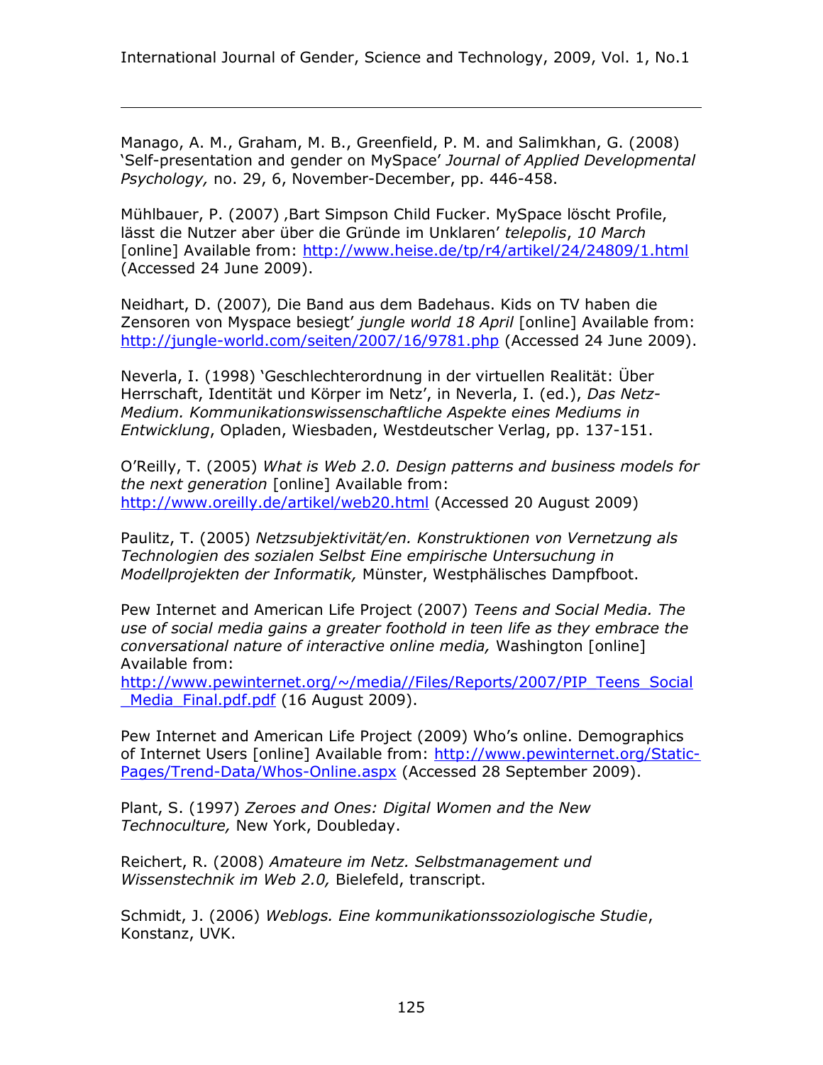Manago, A. M., Graham, M. B., Greenfield, P. M. and Salimkhan, G. (2008) 'Self-presentation and gender on MySpace' *Journal of Applied Developmental Psychology,* no. 29, 6, November-December, pp. 446-458.

Mühlbauer, P. (2007) ,Bart Simpson Child Fucker. MySpace löscht Profile, lässt die Nutzer aber über die Gründe im Unklaren' *telepolis*, *10 March* [online] Available from: http://www.heise.de/tp/r4/artikel/24/24809/1.html (Accessed 24 June 2009).

Neidhart, D. (2007), Die Band aus dem Badehaus. Kids on TV haben die Zensoren von Myspace besiegt' *jungle world 18 April* [online] Available from: http://jungle-world.com/seiten/2007/16/9781.php (Accessed 24 June 2009).

Neverla, I. (1998) 'Geschlechterordnung in der virtuellen Realität: Über Herrschaft, Identität und Körper im Netz', in Neverla, I. (ed.), *Das Netz-Medium. Kommunikationswissenschaftliche Aspekte eines Mediums in Entwicklung*, Opladen, Wiesbaden, Westdeutscher Verlag, pp. 137-151.

O'Reilly, T. (2005) *What is Web 2.0. Design patterns and business models for the next generation* [online] Available from: http://www.oreilly.de/artikel/web20.html (Accessed 20 August 2009)

Paulitz, T. (2005) *Netzsubjektivität/en. Konstruktionen von Vernetzung als Technologien des sozialen Selbst Eine empirische Untersuchung in Modellprojekten der Informatik,* Münster, Westphälisches Dampfboot.

Pew Internet and American Life Project (2007) *Teens and Social Media. The use of social media gains a greater foothold in teen life as they embrace the conversational nature of interactive online media,* Washington [online] Available from: http://www.pewinternet.org/~/media//Files/Reports/2007/PIP_Teens_Social_Media_Final.pdf.pdf (16 August 2009).

Pew Internet and American Life Project (2009) Who's online. Demographics of Internet Users [online] Available from: http://www.pewinternet.org/Static-Pages/Trend-Data/Whos-Online.aspx (Accessed 28 September 2009).

Plant, S. (1997) *Zeroes and Ones: Digital Women and the New Technoculture,* New York, Doubleday.

Reichert, R. (2008) *Amateure im Netz. Selbstmanagement und Wissenstechnik im Web 2.0,* Bielefeld, transcript.

Schmidt, J. (2006) *Weblogs. Eine kommunikationssoziologische Studie*, Konstanz, UVK.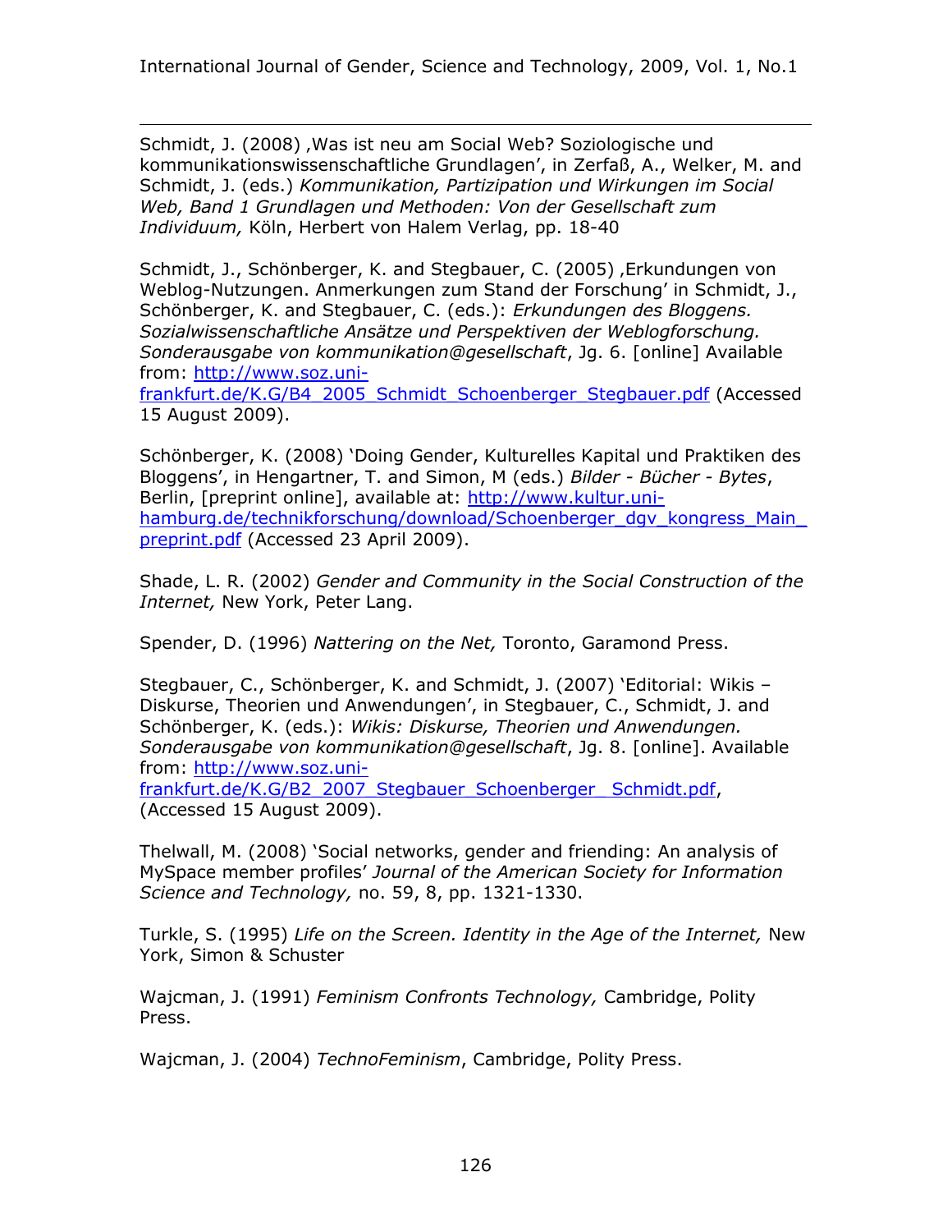Schmidt, J. (2008) ‚Was ist neu am Social Web? Soziologische und kommunikationswissenschaftliche Grundlagen', in Zerfaß, A., Welker, M. and Schmidt, J. (eds.) *Kommunikation, Partizipation und Wirkungen im Social Web, Band 1 Grundlagen und Methoden: Von der Gesellschaft zum Individuum,* Köln, Herbert von Halem Verlag, pp. 18-40

Schmidt, J., Schönberger, K. and Stegbauer, C. (2005) ‚Erkundungen von Weblog-Nutzungen. Anmerkungen zum Stand der Forschung' in Schmidt, J., Schönberger, K. and Stegbauer, C. (eds.): *Erkundungen des Bloggens. Sozialwissenschaftliche Ansätze und Perspektiven der Weblogforschung. Sonderausgabe von kommunikation@gesellschaft*, Jg. 6. [online] Available from: http://www.soz.uni-frankfurt.de/K.G/B4_2005_Schmidt_Schoenberger_Stegbauer.pdf (Accessed 15 August 2009).

Schönberger, K. (2008) 'Doing Gender, Kulturelles Kapital und Praktiken des Bloggens', in Hengartner, T. and Simon, M (eds.) *Bilder - Bücher - Bytes*, Berlin, [preprint online], available at: http://www.kultur.uni-hamburg.de/technikforschung/download/Schoenberger_dgv_kongress_Main_preprint.pdf (Accessed 23 April 2009).

Shade, L. R. (2002) *Gender and Community in the Social Construction of the Internet,* New York, Peter Lang.

Spender, D. (1996) *Nattering on the Net,* Toronto, Garamond Press.

Stegbauer, C., Schönberger, K. and Schmidt, J. (2007) 'Editorial: Wikis – Diskurse, Theorien und Anwendungen', in Stegbauer, C., Schmidt, J. and Schönberger, K. (eds.): *Wikis: Diskurse, Theorien und Anwendungen. Sonderausgabe von kommunikation@gesellschaft*, Jg. 8. [online]. Available from: http://www.soz.uni-frankfurt.de/K.G/B2_2007_Stegbauer_Schoenberger__Schmidt.pdf, (Accessed 15 August 2009).

Thelwall, M. (2008) 'Social networks, gender and friending: An analysis of MySpace member profiles' *Journal of the American Society for Information Science and Technology,* no. 59, 8, pp. 1321-1330.

Turkle, S. (1995) *Life on the Screen. Identity in the Age of the Internet,* New York, Simon & Schuster

Wajcman, J. (1991) *Feminism Confronts Technology,* Cambridge, Polity Press.

Wajcman, J. (2004) *TechnoFeminism*, Cambridge, Polity Press.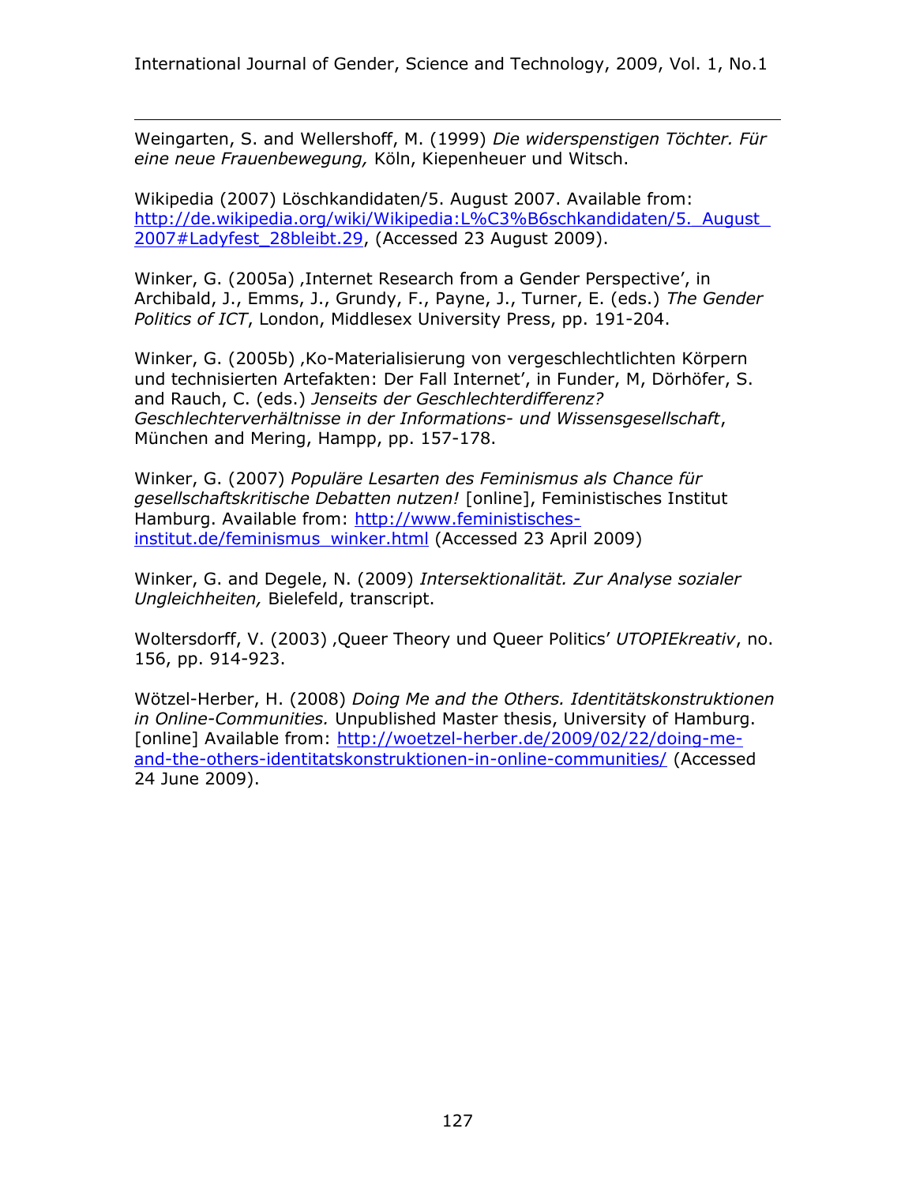Weingarten, S. and Wellershoff, M. (1999) *Die widerspenstigen Töchter. Für eine neue Frauenbewegung,* Köln, Kiepenheuer und Witsch.

Wikipedia (2007) Löschkandidaten/5. August 2007. Available from: http://de.wikipedia.org/wiki/Wikipedia:L%C3%B6schkandidaten/5._August_2007#Ladyfest_28bleibt.29, (Accessed 23 August 2009).

Winker, G. (2005a) ‚Internet Research from a Gender Perspective', in Archibald, J., Emms, J., Grundy, F., Payne, J., Turner, E. (eds.) *The Gender Politics of ICT*, London, Middlesex University Press, pp. 191-204.

Winker, G. (2005b) ‚Ko-Materialisierung von vergeschlechtlichten Körpern und technisierten Artefakten: Der Fall Internet', in Funder, M, Dörhöfer, S. and Rauch, C. (eds.) *Jenseits der Geschlechterdifferenz? Geschlechterverhältnisse in der Informations- und Wissensgesellschaft*, München and Mering, Hampp, pp. 157-178.

Winker, G. (2007) *Populäre Lesarten des Feminismus als Chance für gesellschaftskritische Debatten nutzen!* [online], Feministisches Institut Hamburg. Available from: http://www.feministisches-institut.de/feminismus_winker.html (Accessed 23 April 2009)

Winker, G. and Degele, N. (2009) *Intersektionalität. Zur Analyse sozialer Ungleichheiten,* Bielefeld, transcript.

Woltersdorff, V. (2003) ‚Queer Theory und Queer Politics' *UTOPIEkreativ*, no. 156, pp. 914-923.

Wötzel-Herber, H. (2008) *Doing Me and the Others. Identitätskonstruktionen in Online-Communities.* Unpublished Master thesis, University of Hamburg. [online] Available from: http://woetzel-herber.de/2009/02/22/doing-me-and-the-others-identitatskonstruktionen-in-online-communities/ (Accessed 24 June 2009).